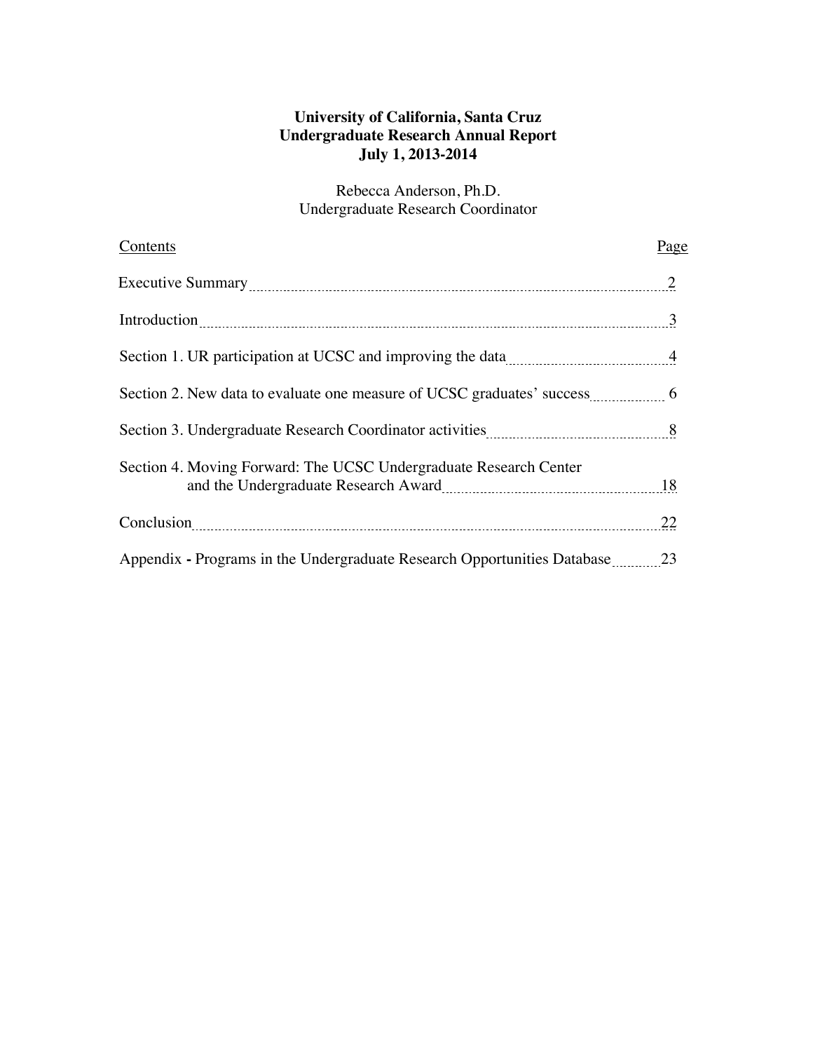**University of California, Santa Cruz**
**Undergraduate Research Annual Report**
**July 1, 2013-2014**

Rebecca Anderson, Ph.D.
Undergraduate Research Coordinator

| Contents | Page |
|---|---|
| Executive Summary | 2 |
| Introduction | 3 |
| Section 1. UR participation at UCSC and improving the data | 4 |
| Section 2. New data to evaluate one measure of UCSC graduates' success | 6 |
| Section 3. Undergraduate Research Coordinator activities | 8 |
| Section 4. Moving Forward: The UCSC Undergraduate Research Center and the Undergraduate Research Award | 18 |
| Conclusion | 22 |
| Appendix **-** Programs in the Undergraduate Research Opportunities Database | 23 |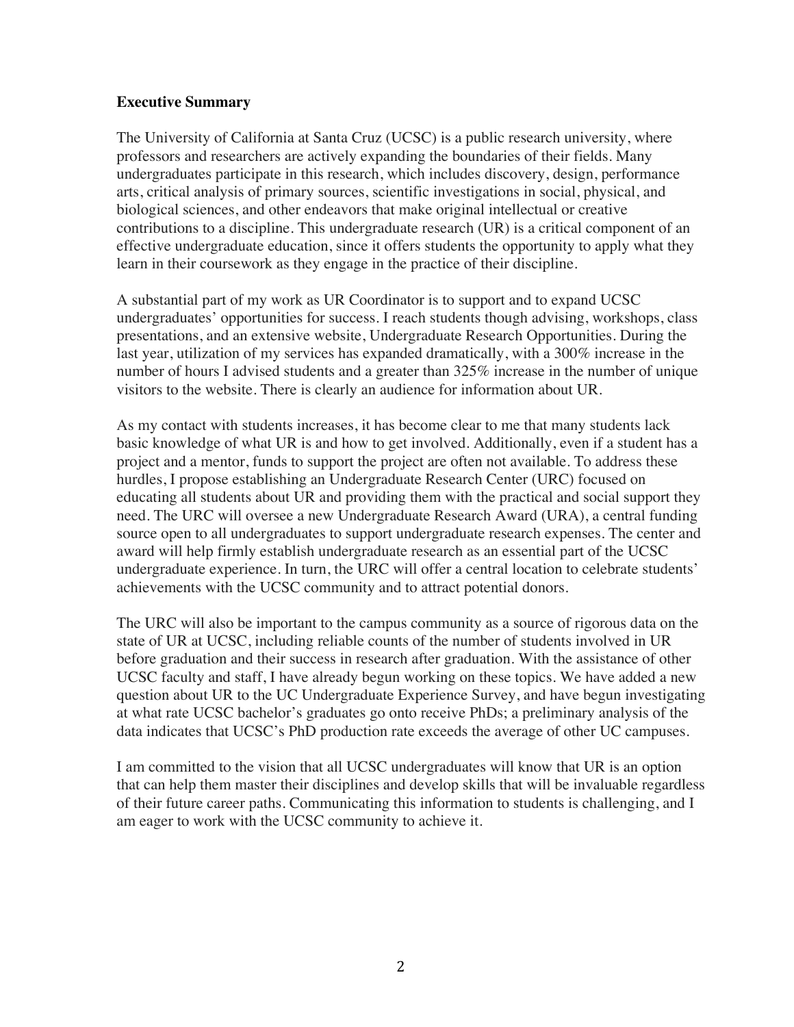**Executive Summary**

The University of California at Santa Cruz (UCSC) is a public research university, where professors and researchers are actively expanding the boundaries of their fields. Many undergraduates participate in this research, which includes discovery, design, performance arts, critical analysis of primary sources, scientific investigations in social, physical, and biological sciences, and other endeavors that make original intellectual or creative contributions to a discipline. This undergraduate research (UR) is a critical component of an effective undergraduate education, since it offers students the opportunity to apply what they learn in their coursework as they engage in the practice of their discipline.

A substantial part of my work as UR Coordinator is to support and to expand UCSC undergraduates' opportunities for success. I reach students though advising, workshops, class presentations, and an extensive website, Undergraduate Research Opportunities. During the last year, utilization of my services has expanded dramatically, with a 300% increase in the number of hours I advised students and a greater than 325% increase in the number of unique visitors to the website. There is clearly an audience for information about UR.

As my contact with students increases, it has become clear to me that many students lack basic knowledge of what UR is and how to get involved. Additionally, even if a student has a project and a mentor, funds to support the project are often not available. To address these hurdles, I propose establishing an Undergraduate Research Center (URC) focused on educating all students about UR and providing them with the practical and social support they need. The URC will oversee a new Undergraduate Research Award (URA), a central funding source open to all undergraduates to support undergraduate research expenses. The center and award will help firmly establish undergraduate research as an essential part of the UCSC undergraduate experience. In turn, the URC will offer a central location to celebrate students' achievements with the UCSC community and to attract potential donors.

The URC will also be important to the campus community as a source of rigorous data on the state of UR at UCSC, including reliable counts of the number of students involved in UR before graduation and their success in research after graduation. With the assistance of other UCSC faculty and staff, I have already begun working on these topics. We have added a new question about UR to the UC Undergraduate Experience Survey, and have begun investigating at what rate UCSC bachelor's graduates go onto receive PhDs; a preliminary analysis of the data indicates that UCSC's PhD production rate exceeds the average of other UC campuses.

I am committed to the vision that all UCSC undergraduates will know that UR is an option that can help them master their disciplines and develop skills that will be invaluable regardless of their future career paths. Communicating this information to students is challenging, and I am eager to work with the UCSC community to achieve it.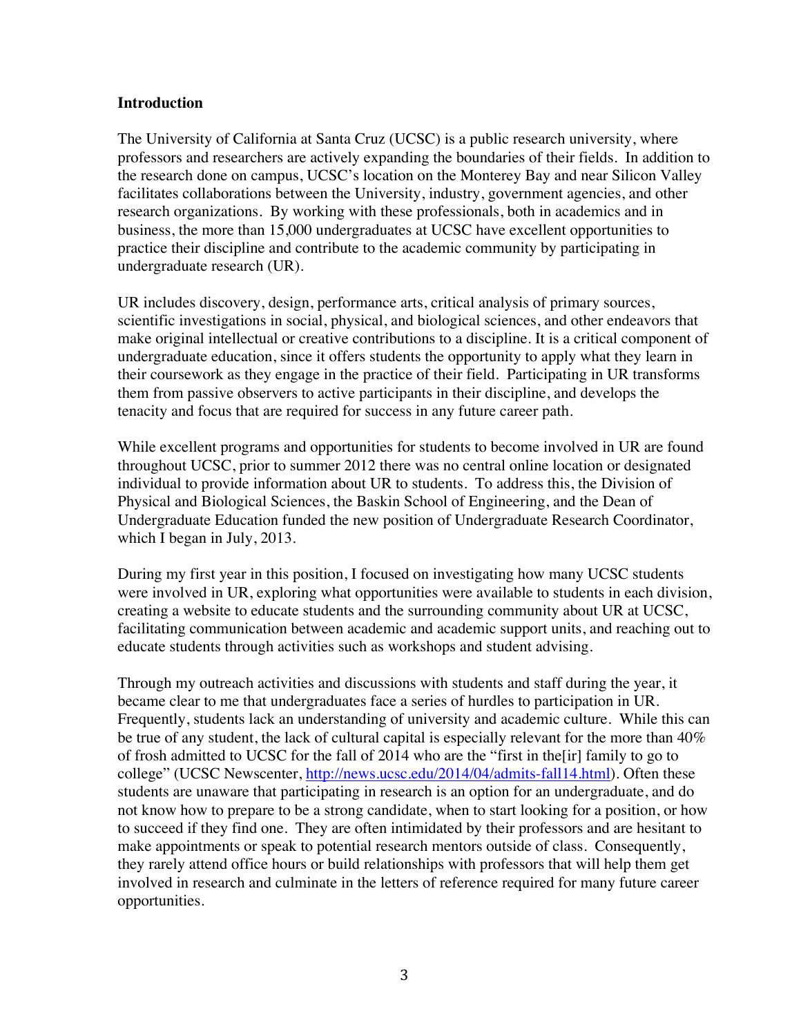**Introduction**

The University of California at Santa Cruz (UCSC) is a public research university, where professors and researchers are actively expanding the boundaries of their fields. In addition to the research done on campus, UCSC's location on the Monterey Bay and near Silicon Valley facilitates collaborations between the University, industry, government agencies, and other research organizations. By working with these professionals, both in academics and in business, the more than 15,000 undergraduates at UCSC have excellent opportunities to practice their discipline and contribute to the academic community by participating in undergraduate research (UR).

UR includes discovery, design, performance arts, critical analysis of primary sources, scientific investigations in social, physical, and biological sciences, and other endeavors that make original intellectual or creative contributions to a discipline. It is a critical component of undergraduate education, since it offers students the opportunity to apply what they learn in their coursework as they engage in the practice of their field. Participating in UR transforms them from passive observers to active participants in their discipline, and develops the tenacity and focus that are required for success in any future career path.

While excellent programs and opportunities for students to become involved in UR are found throughout UCSC, prior to summer 2012 there was no central online location or designated individual to provide information about UR to students. To address this, the Division of Physical and Biological Sciences, the Baskin School of Engineering, and the Dean of Undergraduate Education funded the new position of Undergraduate Research Coordinator, which I began in July, 2013.

During my first year in this position, I focused on investigating how many UCSC students were involved in UR, exploring what opportunities were available to students in each division, creating a website to educate students and the surrounding community about UR at UCSC, facilitating communication between academic and academic support units, and reaching out to educate students through activities such as workshops and student advising.

Through my outreach activities and discussions with students and staff during the year, it became clear to me that undergraduates face a series of hurdles to participation in UR. Frequently, students lack an understanding of university and academic culture. While this can be true of any student, the lack of cultural capital is especially relevant for the more than 40% of frosh admitted to UCSC for the fall of 2014 who are the "first in the[ir] family to go to college" (UCSC Newscenter, http://news.ucsc.edu/2014/04/admits-fall14.html). Often these students are unaware that participating in research is an option for an undergraduate, and do not know how to prepare to be a strong candidate, when to start looking for a position, or how to succeed if they find one. They are often intimidated by their professors and are hesitant to make appointments or speak to potential research mentors outside of class. Consequently, they rarely attend office hours or build relationships with professors that will help them get involved in research and culminate in the letters of reference required for many future career opportunities.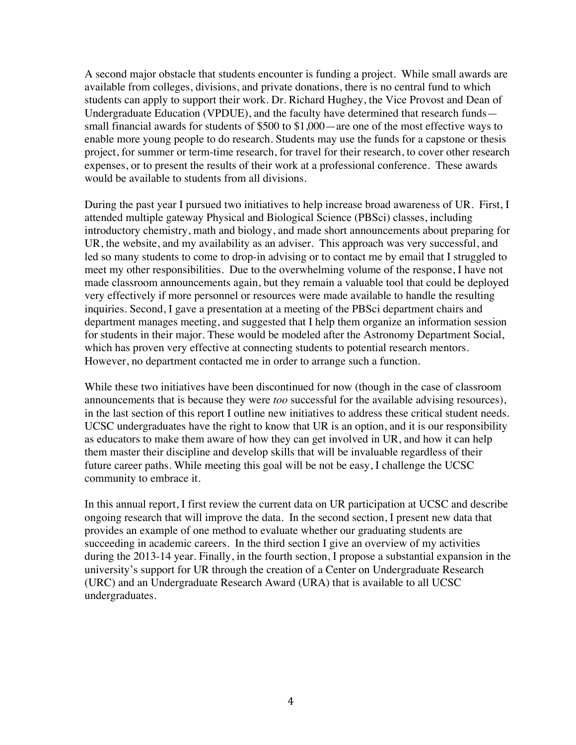A second major obstacle that students encounter is funding a project. While small awards are available from colleges, divisions, and private donations, there is no central fund to which students can apply to support their work. Dr. Richard Hughey, the Vice Provost and Dean of Undergraduate Education (VPDUE), and the faculty have determined that research funds—small financial awards for students of $500 to $1,000—are one of the most effective ways to enable more young people to do research. Students may use the funds for a capstone or thesis project, for summer or term-time research, for travel for their research, to cover other research expenses, or to present the results of their work at a professional conference. These awards would be available to students from all divisions.

During the past year I pursued two initiatives to help increase broad awareness of UR. First, I attended multiple gateway Physical and Biological Science (PBSci) classes, including introductory chemistry, math and biology, and made short announcements about preparing for UR, the website, and my availability as an adviser. This approach was very successful, and led so many students to come to drop-in advising or to contact me by email that I struggled to meet my other responsibilities. Due to the overwhelming volume of the response, I have not made classroom announcements again, but they remain a valuable tool that could be deployed very effectively if more personnel or resources were made available to handle the resulting inquiries. Second, I gave a presentation at a meeting of the PBSci department chairs and department manages meeting, and suggested that I help them organize an information session for students in their major. These would be modeled after the Astronomy Department Social, which has proven very effective at connecting students to potential research mentors. However, no department contacted me in order to arrange such a function.

While these two initiatives have been discontinued for now (though in the case of classroom announcements that is because they were *too* successful for the available advising resources), in the last section of this report I outline new initiatives to address these critical student needs. UCSC undergraduates have the right to know that UR is an option, and it is our responsibility as educators to make them aware of how they can get involved in UR, and how it can help them master their discipline and develop skills that will be invaluable regardless of their future career paths. While meeting this goal will be not be easy, I challenge the UCSC community to embrace it.

In this annual report, I first review the current data on UR participation at UCSC and describe ongoing research that will improve the data. In the second section, I present new data that provides an example of one method to evaluate whether our graduating students are succeeding in academic careers. In the third section I give an overview of my activities during the 2013-14 year. Finally, in the fourth section, I propose a substantial expansion in the university's support for UR through the creation of a Center on Undergraduate Research (URC) and an Undergraduate Research Award (URA) that is available to all UCSC undergraduates.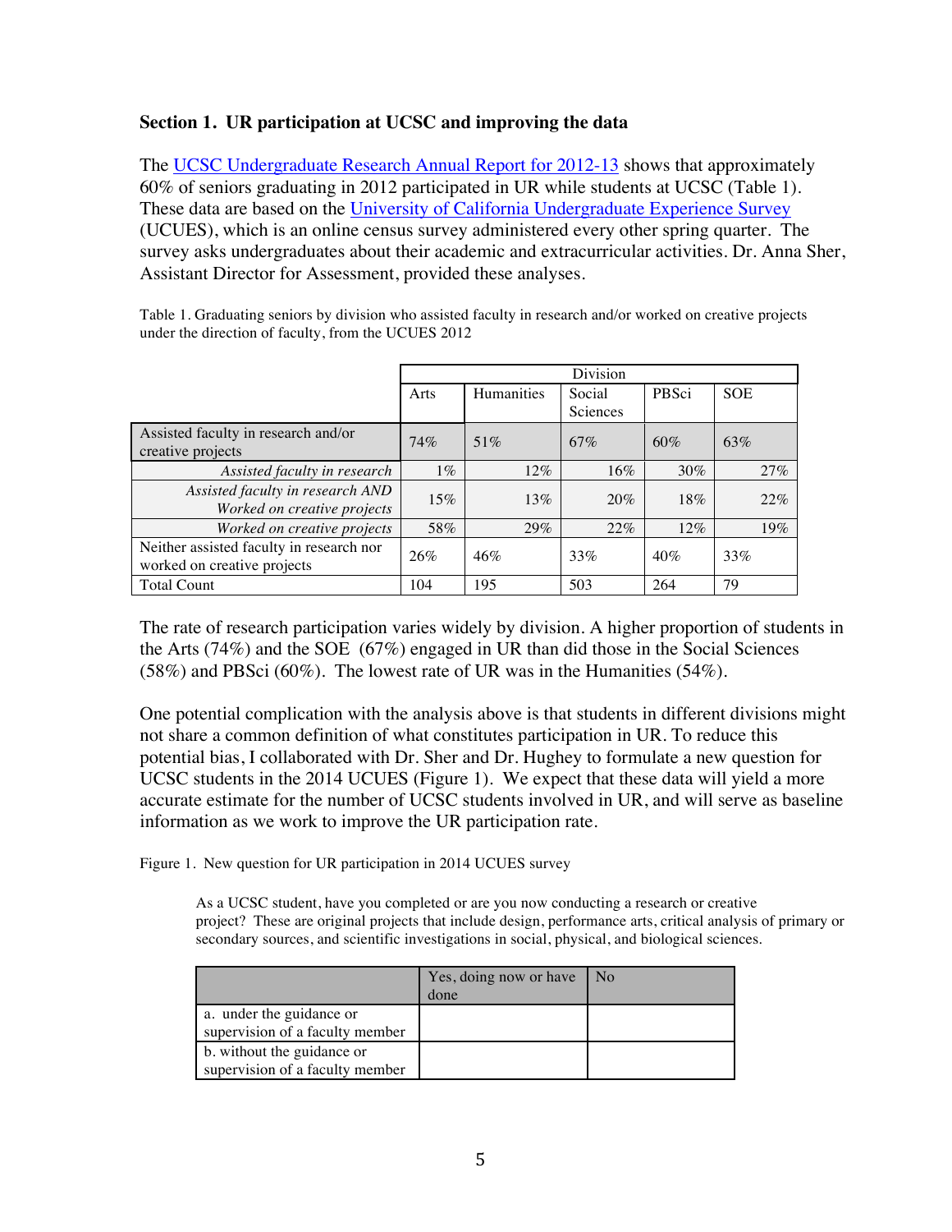**Section 1. UR participation at UCSC and improving the data**

The UCSC Undergraduate Research Annual Report for 2012-13 shows that approximately 60% of seniors graduating in 2012 participated in UR while students at UCSC (Table 1). These data are based on the University of California Undergraduate Experience Survey (UCUES), which is an online census survey administered every other spring quarter. The survey asks undergraduates about their academic and extracurricular activities. Dr. Anna Sher, Assistant Director for Assessment, provided these analyses.

Table 1. Graduating seniors by division who assisted faculty in research and/or worked on creative projects under the direction of faculty, from the UCUES 2012

| | Division | | | | |
|---|---|---|---|---|---|
| | Arts | Humanities | Social Sciences | PBSci | SOE |
| Assisted faculty in research and/or creative projects | 74% | 51% | 67% | 60% | 63% |
| *Assisted faculty in research* | 1% | 12% | 16% | 30% | 27% |
| *Assisted faculty in research AND Worked on creative projects* | 15% | 13% | 20% | 18% | 22% |
| *Worked on creative projects* | 58% | 29% | 22% | 12% | 19% |
| Neither assisted faculty in research nor worked on creative projects | 26% | 46% | 33% | 40% | 33% |
| Total Count | 104 | 195 | 503 | 264 | 79 |

The rate of research participation varies widely by division. A higher proportion of students in the Arts (74%) and the SOE (67%) engaged in UR than did those in the Social Sciences (58%) and PBSci (60%). The lowest rate of UR was in the Humanities (54%).

One potential complication with the analysis above is that students in different divisions might not share a common definition of what constitutes participation in UR. To reduce this potential bias, I collaborated with Dr. Sher and Dr. Hughey to formulate a new question for UCSC students in the 2014 UCUES (Figure 1). We expect that these data will yield a more accurate estimate for the number of UCSC students involved in UR, and will serve as baseline information as we work to improve the UR participation rate.

Figure 1. New question for UR participation in 2014 UCUES survey

As a UCSC student, have you completed or are you now conducting a research or creative project? These are original projects that include design, performance arts, critical analysis of primary or secondary sources, and scientific investigations in social, physical, and biological sciences.

| | Yes, doing now or have done | No |
|---|---|---|
| a. under the guidance or supervision of a faculty member | | |
| b. without the guidance or supervision of a faculty member | | |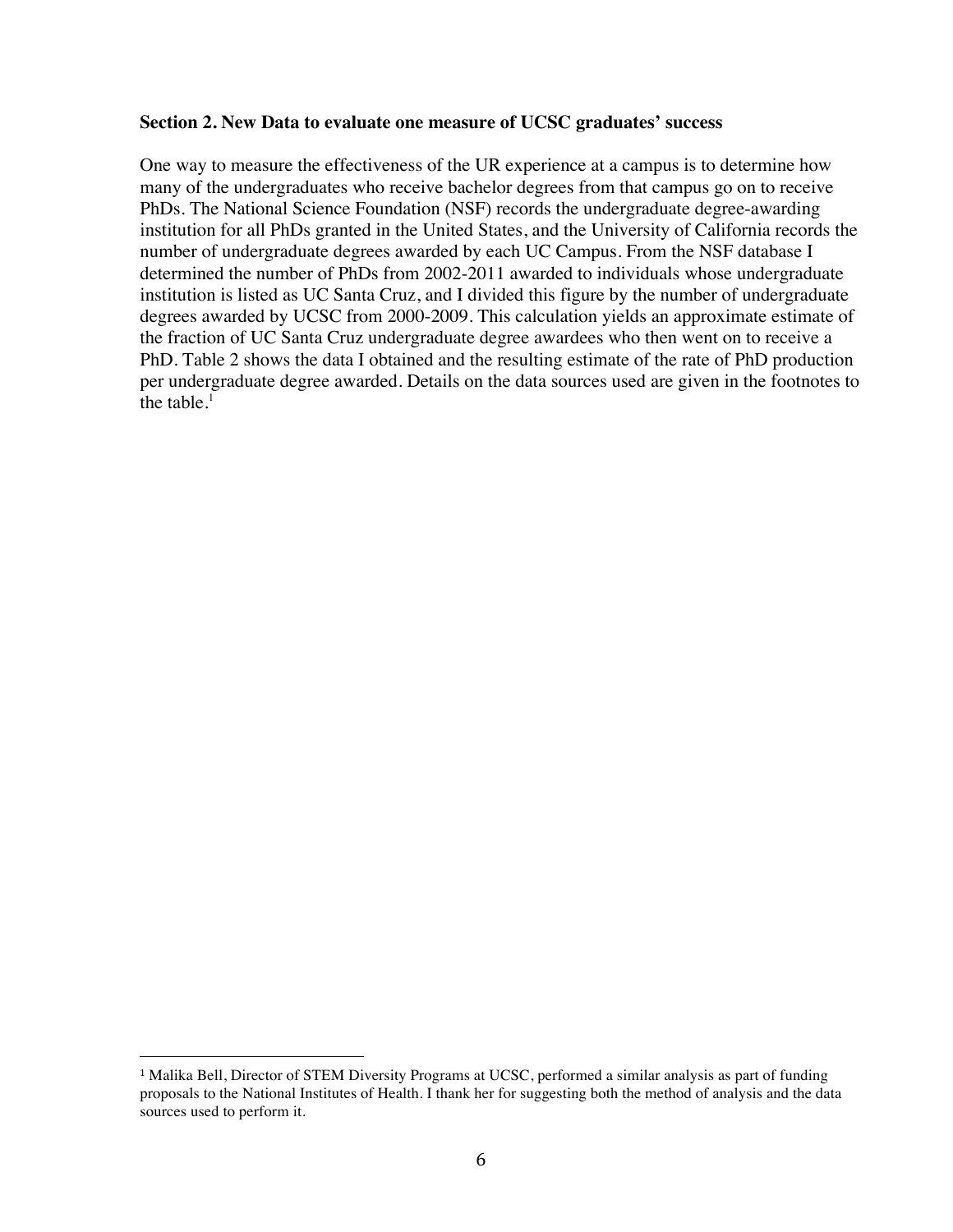**Section 2. New Data to evaluate one measure of UCSC graduates' success**

One way to measure the effectiveness of the UR experience at a campus is to determine how many of the undergraduates who receive bachelor degrees from that campus go on to receive PhDs. The National Science Foundation (NSF) records the undergraduate degree-awarding institution for all PhDs granted in the United States, and the University of California records the number of undergraduate degrees awarded by each UC Campus. From the NSF database I determined the number of PhDs from 2002-2011 awarded to individuals whose undergraduate institution is listed as UC Santa Cruz, and I divided this figure by the number of undergraduate degrees awarded by UCSC from 2000-2009. This calculation yields an approximate estimate of the fraction of UC Santa Cruz undergraduate degree awardees who then went on to receive a PhD. Table 2 shows the data I obtained and the resulting estimate of the rate of PhD production per undergraduate degree awarded. Details on the data sources used are given in the footnotes to the table.[1]

---

[1] Malika Bell, Director of STEM Diversity Programs at UCSC, performed a similar analysis as part of funding proposals to the National Institutes of Health. I thank her for suggesting both the method of analysis and the data sources used to perform it.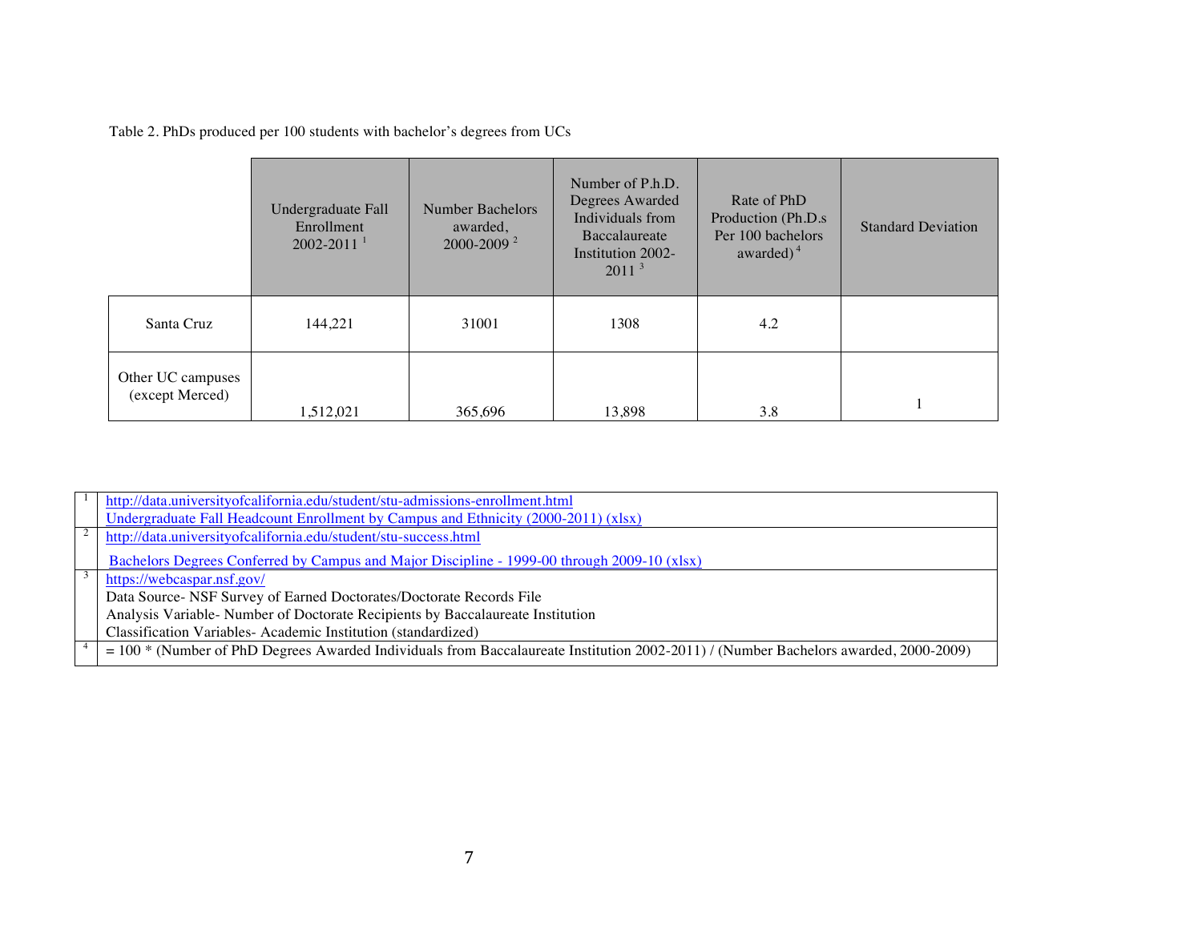Table 2. PhDs produced per 100 students with bachelor's degrees from UCs

| | Undergraduate Fall Enrollment 2002-2011 [1] | Number Bachelors awarded, 2000-2009 [2] | Number of P.h.D. Degrees Awarded Individuals from Baccalaureate Institution 2002-2011 [3] | Rate of PhD Production (Ph.D.s Per 100 bachelors awarded) [4] | Standard Deviation |
|---|---|---|---|---|---|
| Santa Cruz | 144,221 | 31001 | 1308 | 4.2 | |
| Other UC campuses (except Merced) | 1,512,021 | 365,696 | 13,898 | 3.8 | 1 |

| | |
|---|---|
| 1 | http://data.universityofcalifornia.edu/student/stu-admissions-enrollment.html<br>Undergraduate Fall Headcount Enrollment by Campus and Ethnicity (2000-2011) (xlsx) |
| 2 | http://data.universityofcalifornia.edu/student/stu-success.html<br>Bachelors Degrees Conferred by Campus and Major Discipline - 1999-00 through 2009-10 (xlsx) |
| 3 | https://webcaspar.nsf.gov/<br>Data Source- NSF Survey of Earned Doctorates/Doctorate Records File<br>Analysis Variable- Number of Doctorate Recipients by Baccalaureate Institution<br>Classification Variables- Academic Institution (standardized) |
| 4 | = 100 * (Number of PhD Degrees Awarded Individuals from Baccalaureate Institution 2002-2011) / (Number Bachelors awarded, 2000-2009) |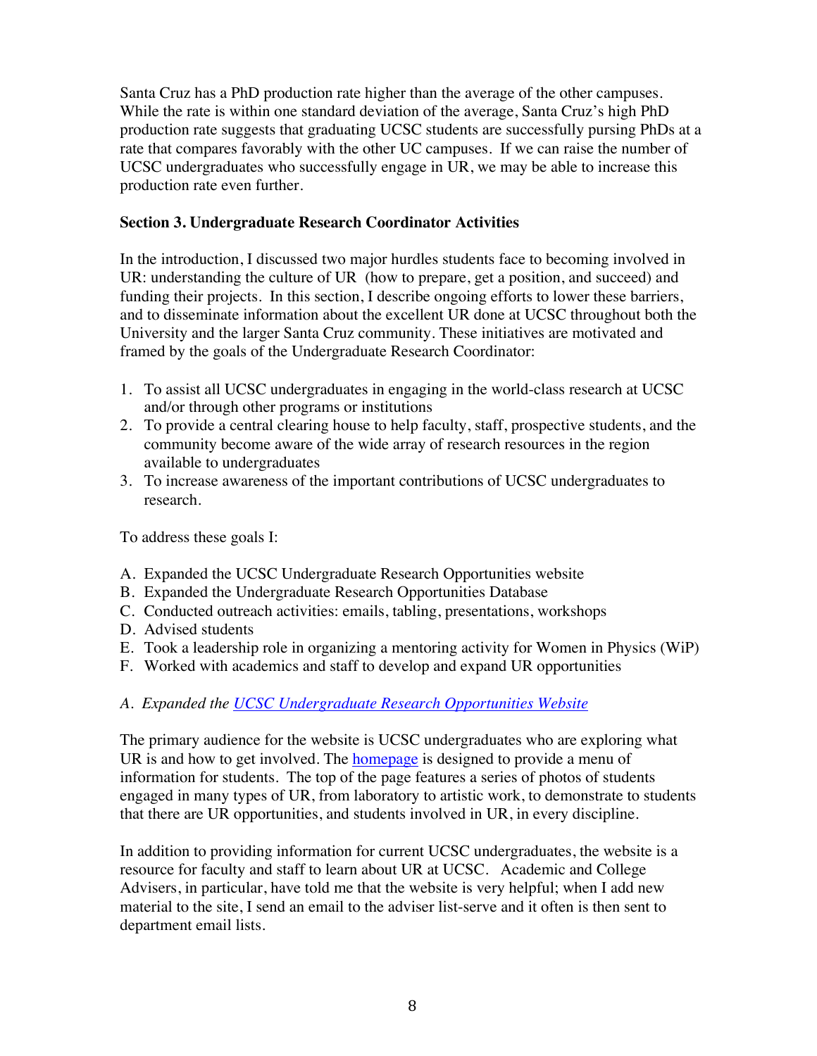Santa Cruz has a PhD production rate higher than the average of the other campuses. While the rate is within one standard deviation of the average, Santa Cruz's high PhD production rate suggests that graduating UCSC students are successfully pursing PhDs at a rate that compares favorably with the other UC campuses. If we can raise the number of UCSC undergraduates who successfully engage in UR, we may be able to increase this production rate even further.

**Section 3. Undergraduate Research Coordinator Activities**

In the introduction, I discussed two major hurdles students face to becoming involved in UR: understanding the culture of UR (how to prepare, get a position, and succeed) and funding their projects. In this section, I describe ongoing efforts to lower these barriers, and to disseminate information about the excellent UR done at UCSC throughout both the University and the larger Santa Cruz community. These initiatives are motivated and framed by the goals of the Undergraduate Research Coordinator:

1. To assist all UCSC undergraduates in engaging in the world-class research at UCSC and/or through other programs or institutions
2. To provide a central clearing house to help faculty, staff, prospective students, and the community become aware of the wide array of research resources in the region available to undergraduates
3. To increase awareness of the important contributions of UCSC undergraduates to research.

To address these goals I:

A. Expanded the UCSC Undergraduate Research Opportunities website
B. Expanded the Undergraduate Research Opportunities Database
C. Conducted outreach activities: emails, tabling, presentations, workshops
D. Advised students
E. Took a leadership role in organizing a mentoring activity for Women in Physics (WiP)
F. Worked with academics and staff to develop and expand UR opportunities

*A. Expanded the UCSC Undergraduate Research Opportunities Website*

The primary audience for the website is UCSC undergraduates who are exploring what UR is and how to get involved. The homepage is designed to provide a menu of information for students. The top of the page features a series of photos of students engaged in many types of UR, from laboratory to artistic work, to demonstrate to students that there are UR opportunities, and students involved in UR, in every discipline.

In addition to providing information for current UCSC undergraduates, the website is a resource for faculty and staff to learn about UR at UCSC. Academic and College Advisers, in particular, have told me that the website is very helpful; when I add new material to the site, I send an email to the adviser list-serve and it often is then sent to department email lists.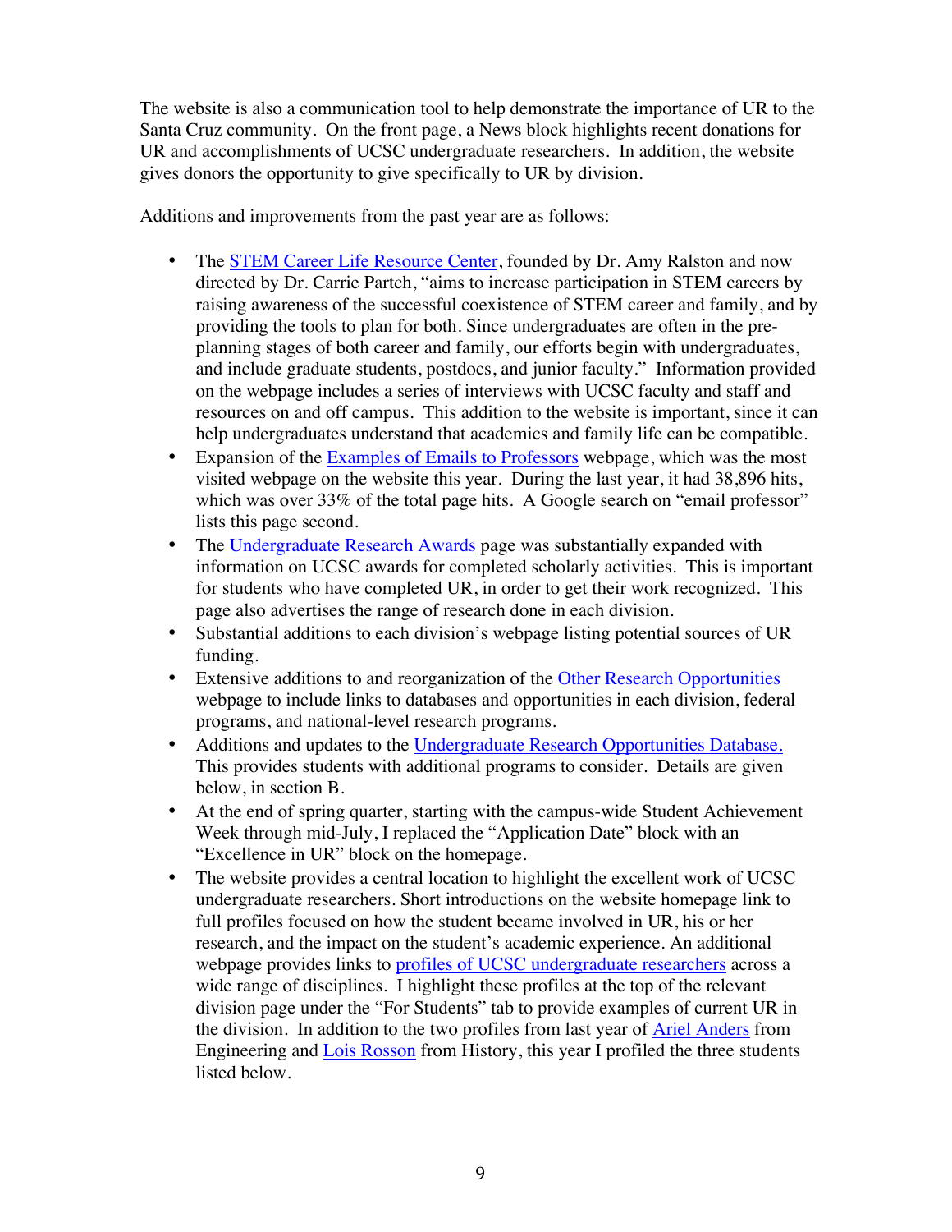The website is also a communication tool to help demonstrate the importance of UR to the Santa Cruz community. On the front page, a News block highlights recent donations for UR and accomplishments of UCSC undergraduate researchers. In addition, the website gives donors the opportunity to give specifically to UR by division.

Additions and improvements from the past year are as follows:

- The STEM Career Life Resource Center, founded by Dr. Amy Ralston and now directed by Dr. Carrie Partch, "aims to increase participation in STEM careers by raising awareness of the successful coexistence of STEM career and family, and by providing the tools to plan for both. Since undergraduates are often in the pre-planning stages of both career and family, our efforts begin with undergraduates, and include graduate students, postdocs, and junior faculty." Information provided on the webpage includes a series of interviews with UCSC faculty and staff and resources on and off campus. This addition to the website is important, since it can help undergraduates understand that academics and family life can be compatible.
- Expansion of the Examples of Emails to Professors webpage, which was the most visited webpage on the website this year. During the last year, it had 38,896 hits, which was over 33% of the total page hits. A Google search on "email professor" lists this page second.
- The Undergraduate Research Awards page was substantially expanded with information on UCSC awards for completed scholarly activities. This is important for students who have completed UR, in order to get their work recognized. This page also advertises the range of research done in each division.
- Substantial additions to each division's webpage listing potential sources of UR funding.
- Extensive additions to and reorganization of the Other Research Opportunities webpage to include links to databases and opportunities in each division, federal programs, and national-level research programs.
- Additions and updates to the Undergraduate Research Opportunities Database. This provides students with additional programs to consider. Details are given below, in section B.
- At the end of spring quarter, starting with the campus-wide Student Achievement Week through mid-July, I replaced the "Application Date" block with an "Excellence in UR" block on the homepage.
- The website provides a central location to highlight the excellent work of UCSC undergraduate researchers. Short introductions on the website homepage link to full profiles focused on how the student became involved in UR, his or her research, and the impact on the student's academic experience. An additional webpage provides links to profiles of UCSC undergraduate researchers across a wide range of disciplines. I highlight these profiles at the top of the relevant division page under the "For Students" tab to provide examples of current UR in the division. In addition to the two profiles from last year of Ariel Anders from Engineering and Lois Rosson from History, this year I profiled the three students listed below.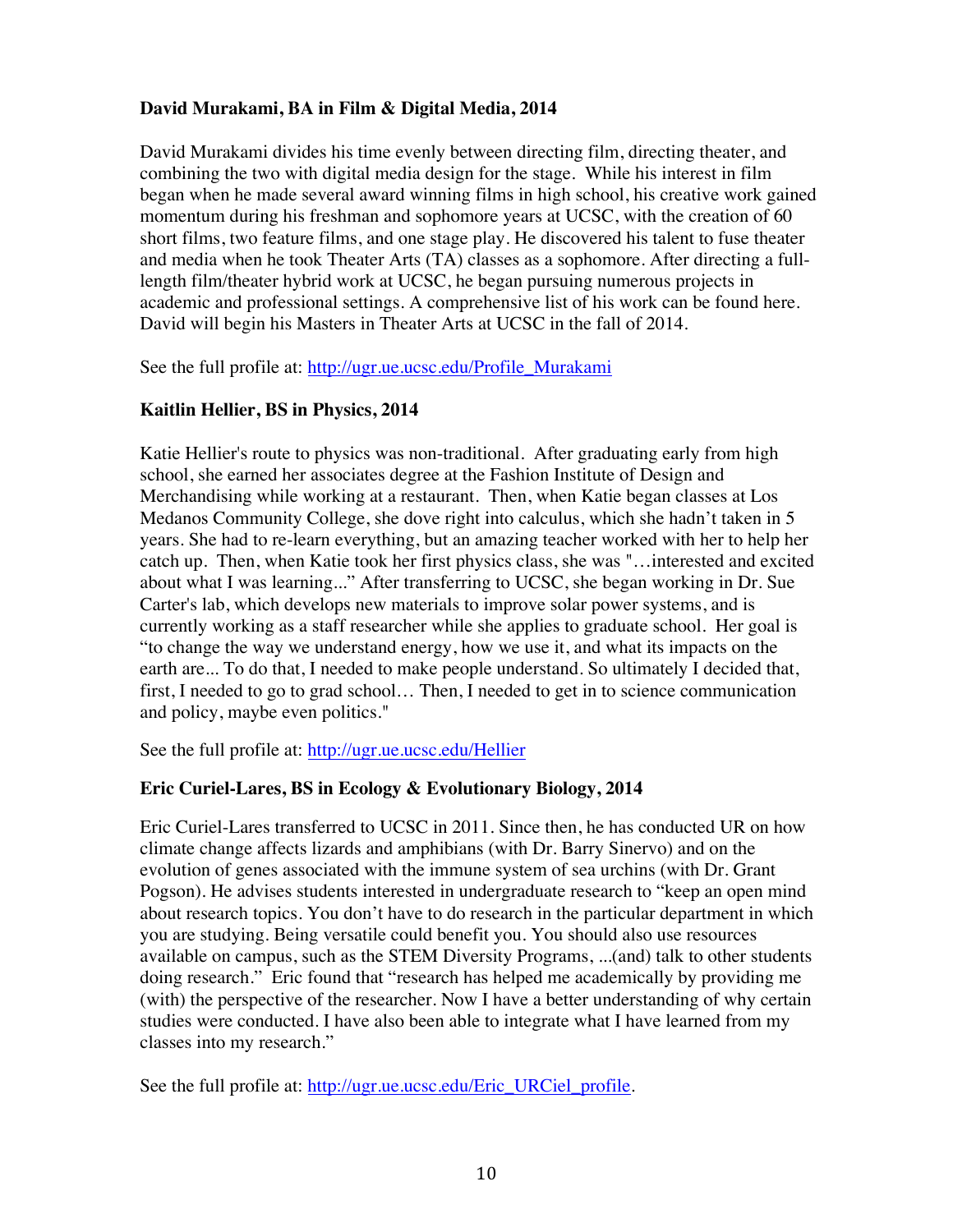**David Murakami, BA in Film & Digital Media, 2014**

David Murakami divides his time evenly between directing film, directing theater, and combining the two with digital media design for the stage. While his interest in film began when he made several award winning films in high school, his creative work gained momentum during his freshman and sophomore years at UCSC, with the creation of 60 short films, two feature films, and one stage play. He discovered his talent to fuse theater and media when he took Theater Arts (TA) classes as a sophomore. After directing a full-length film/theater hybrid work at UCSC, he began pursuing numerous projects in academic and professional settings. A comprehensive list of his work can be found here. David will begin his Masters in Theater Arts at UCSC in the fall of 2014.

See the full profile at: [http://ugr.ue.ucsc.edu/Profile_Murakami](http://ugr.ue.ucsc.edu/Profile_Murakami)

**Kaitlin Hellier, BS in Physics, 2014**

Katie Hellier's route to physics was non-traditional. After graduating early from high school, she earned her associates degree at the Fashion Institute of Design and Merchandising while working at a restaurant. Then, when Katie began classes at Los Medanos Community College, she dove right into calculus, which she hadn't taken in 5 years. She had to re-learn everything, but an amazing teacher worked with her to help her catch up. Then, when Katie took her first physics class, she was "…interested and excited about what I was learning..." After transferring to UCSC, she began working in Dr. Sue Carter's lab, which develops new materials to improve solar power systems, and is currently working as a staff researcher while she applies to graduate school. Her goal is "to change the way we understand energy, how we use it, and what its impacts on the earth are... To do that, I needed to make people understand. So ultimately I decided that, first, I needed to go to grad school… Then, I needed to get in to science communication and policy, maybe even politics."

See the full profile at: [http://ugr.ue.ucsc.edu/Hellier](http://ugr.ue.ucsc.edu/Hellier)

**Eric Curiel-Lares, BS in Ecology & Evolutionary Biology, 2014**

Eric Curiel-Lares transferred to UCSC in 2011. Since then, he has conducted UR on how climate change affects lizards and amphibians (with Dr. Barry Sinervo) and on the evolution of genes associated with the immune system of sea urchins (with Dr. Grant Pogson). He advises students interested in undergraduate research to "keep an open mind about research topics. You don't have to do research in the particular department in which you are studying. Being versatile could benefit you. You should also use resources available on campus, such as the STEM Diversity Programs, ...(and) talk to other students doing research." Eric found that "research has helped me academically by providing me (with) the perspective of the researcher. Now I have a better understanding of why certain studies were conducted. I have also been able to integrate what I have learned from my classes into my research."

See the full profile at: [http://ugr.ue.ucsc.edu/Eric_URCiel_profile](http://ugr.ue.ucsc.edu/Eric_URCiel_profile).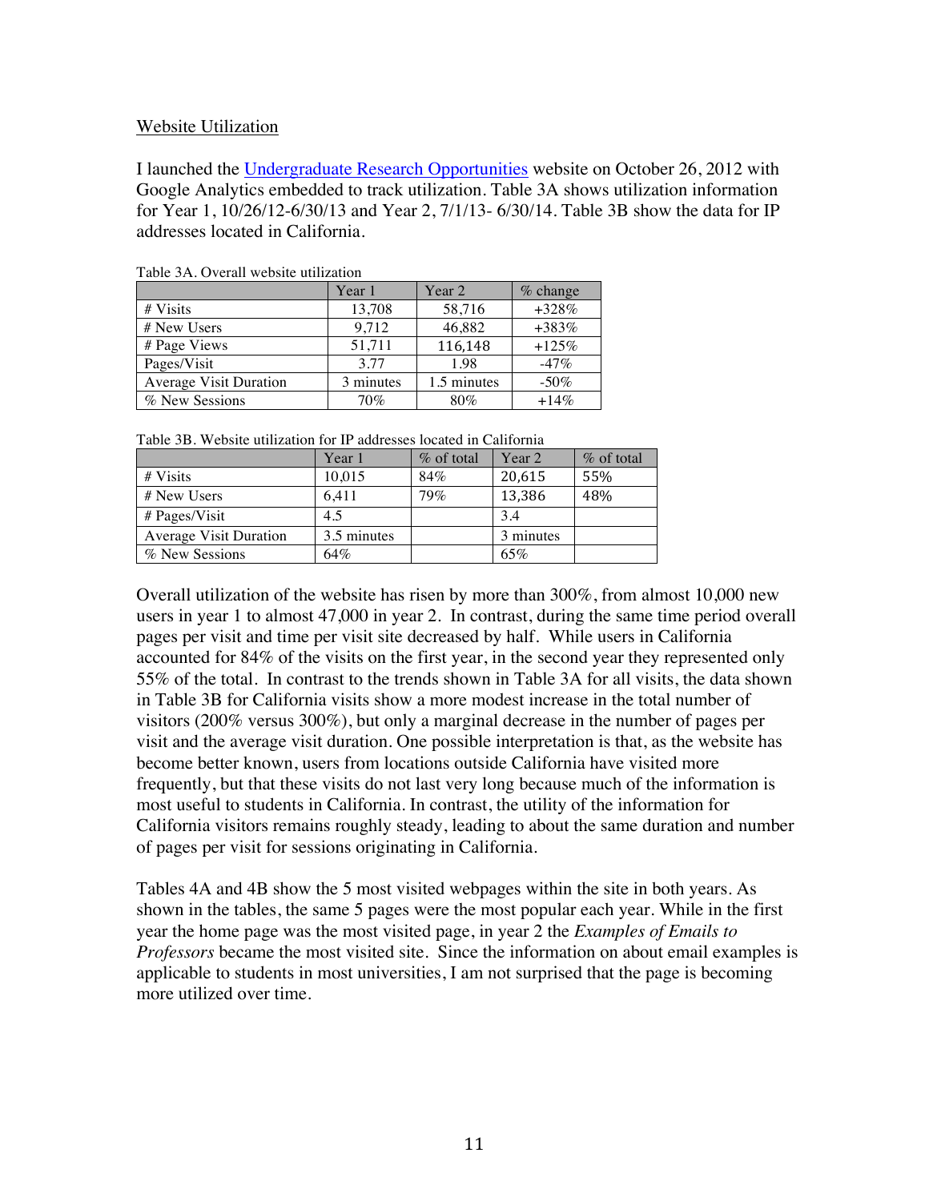Website Utilization

I launched the [Undergraduate Research Opportunities]() website on October 26, 2012 with Google Analytics embedded to track utilization. Table 3A shows utilization information for Year 1, 10/26/12-6/30/13 and Year 2, 7/1/13- 6/30/14. Table 3B show the data for IP addresses located in California.

Table 3A. Overall website utilization

| | Year 1 | Year 2 | % change |
|---|---|---|---|
| # Visits | 13,708 | 58,716 | +328% |
| # New Users | 9,712 | 46,882 | +383% |
| # Page Views | 51,711 | 116,148 | +125% |
| Pages/Visit | 3.77 | 1.98 | -47% |
| Average Visit Duration | 3 minutes | 1.5 minutes | -50% |
| % New Sessions | 70% | 80% | +14% |

Table 3B. Website utilization for IP addresses located in California

| | Year 1 | % of total | Year 2 | % of total |
|---|---|---|---|---|
| # Visits | 10,015 | 84% | 20,615 | 55% |
| # New Users | 6,411 | 79% | 13,386 | 48% |
| # Pages/Visit | 4.5 | | 3.4 | |
| Average Visit Duration | 3.5 minutes | | 3 minutes | |
| % New Sessions | 64% | | 65% | |

Overall utilization of the website has risen by more than 300%, from almost 10,000 new users in year 1 to almost 47,000 in year 2. In contrast, during the same time period overall pages per visit and time per visit site decreased by half. While users in California accounted for 84% of the visits on the first year, in the second year they represented only 55% of the total. In contrast to the trends shown in Table 3A for all visits, the data shown in Table 3B for California visits show a more modest increase in the total number of visitors (200% versus 300%), but only a marginal decrease in the number of pages per visit and the average visit duration. One possible interpretation is that, as the website has become better known, users from locations outside California have visited more frequently, but that these visits do not last very long because much of the information is most useful to students in California. In contrast, the utility of the information for California visitors remains roughly steady, leading to about the same duration and number of pages per visit for sessions originating in California.

Tables 4A and 4B show the 5 most visited webpages within the site in both years. As shown in the tables, the same 5 pages were the most popular each year. While in the first year the home page was the most visited page, in year 2 the *Examples of Emails to Professors* became the most visited site. Since the information on about email examples is applicable to students in most universities, I am not surprised that the page is becoming more utilized over time.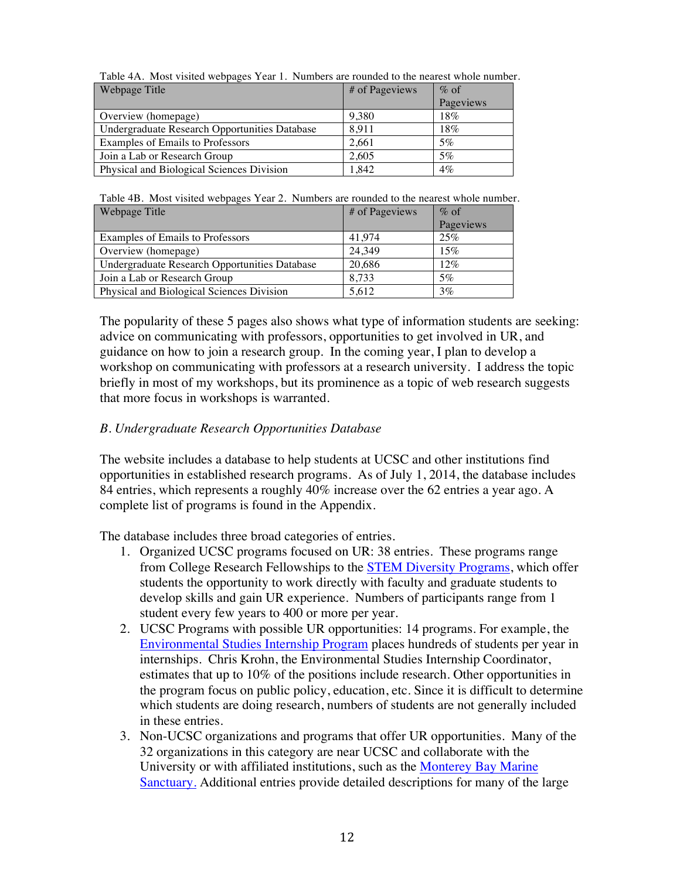Table 4A. Most visited webpages Year 1. Numbers are rounded to the nearest whole number.

| Webpage Title | # of Pageviews | % of Pageviews |
|---|---|---|
| Overview (homepage) | 9,380 | 18% |
| Undergraduate Research Opportunities Database | 8,911 | 18% |
| Examples of Emails to Professors | 2,661 | 5% |
| Join a Lab or Research Group | 2,605 | 5% |
| Physical and Biological Sciences Division | 1,842 | 4% |

Table 4B. Most visited webpages Year 2. Numbers are rounded to the nearest whole number.

| Webpage Title | # of Pageviews | % of Pageviews |
|---|---|---|
| Examples of Emails to Professors | 41,974 | 25% |
| Overview (homepage) | 24,349 | 15% |
| Undergraduate Research Opportunities Database | 20,686 | 12% |
| Join a Lab or Research Group | 8,733 | 5% |
| Physical and Biological Sciences Division | 5,612 | 3% |

The popularity of these 5 pages also shows what type of information students are seeking: advice on communicating with professors, opportunities to get involved in UR, and guidance on how to join a research group. In the coming year, I plan to develop a workshop on communicating with professors at a research university. I address the topic briefly in most of my workshops, but its prominence as a topic of web research suggests that more focus in workshops is warranted.

*B. Undergraduate Research Opportunities Database*

The website includes a database to help students at UCSC and other institutions find opportunities in established research programs. As of July 1, 2014, the database includes 84 entries, which represents a roughly 40% increase over the 62 entries a year ago. A complete list of programs is found in the Appendix.

The database includes three broad categories of entries.

1. Organized UCSC programs focused on UR: 38 entries. These programs range from College Research Fellowships to the STEM Diversity Programs, which offer students the opportunity to work directly with faculty and graduate students to develop skills and gain UR experience. Numbers of participants range from 1 student every few years to 400 or more per year.
2. UCSC Programs with possible UR opportunities: 14 programs. For example, the Environmental Studies Internship Program places hundreds of students per year in internships. Chris Krohn, the Environmental Studies Internship Coordinator, estimates that up to 10% of the positions include research. Other opportunities in the program focus on public policy, education, etc. Since it is difficult to determine which students are doing research, numbers of students are not generally included in these entries.
3. Non-UCSC organizations and programs that offer UR opportunities. Many of the 32 organizations in this category are near UCSC and collaborate with the University or with affiliated institutions, such as the Monterey Bay Marine Sanctuary. Additional entries provide detailed descriptions for many of the large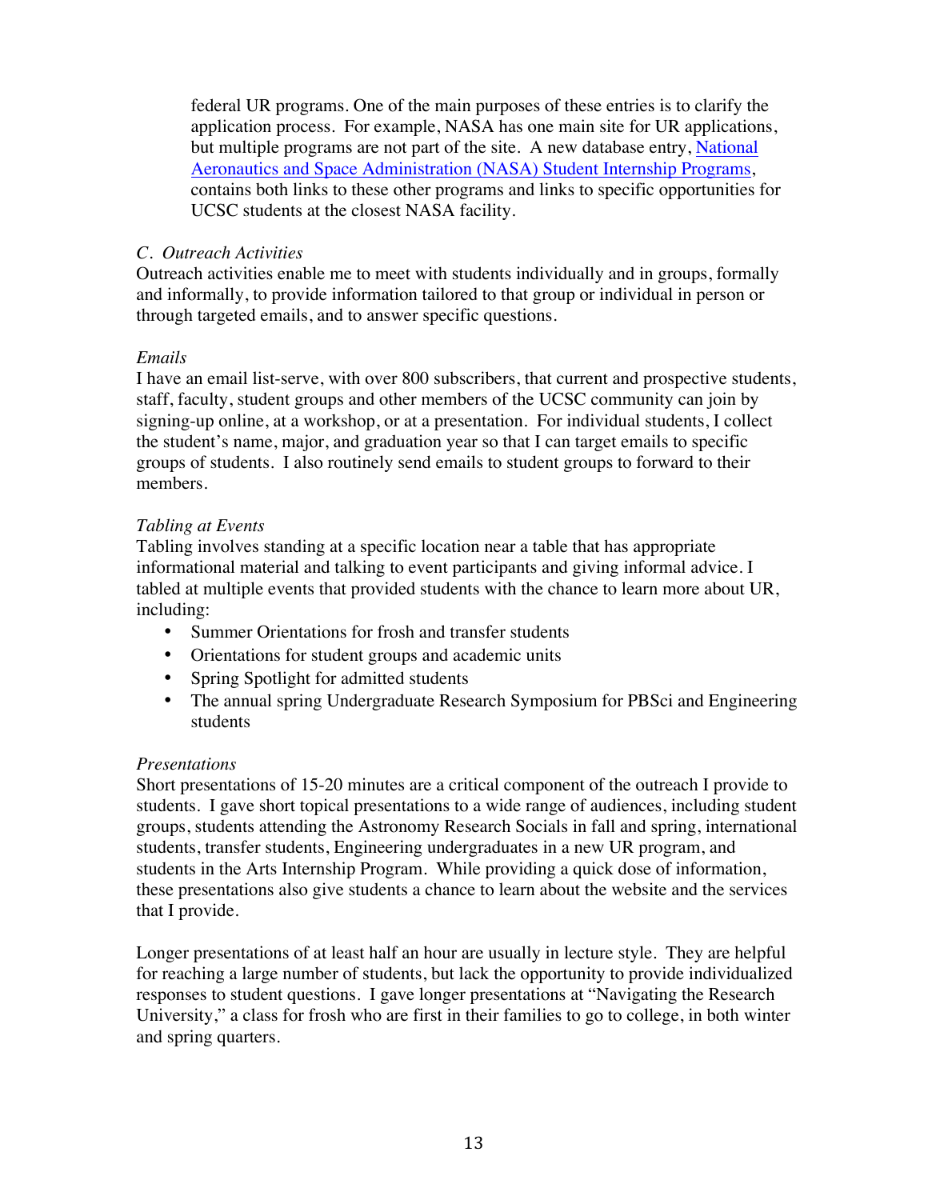federal UR programs. One of the main purposes of these entries is to clarify the application process. For example, NASA has one main site for UR applications, but multiple programs are not part of the site. A new database entry, National Aeronautics and Space Administration (NASA) Student Internship Programs, contains both links to these other programs and links to specific opportunities for UCSC students at the closest NASA facility.

*C. Outreach Activities*

Outreach activities enable me to meet with students individually and in groups, formally and informally, to provide information tailored to that group or individual in person or through targeted emails, and to answer specific questions.

*Emails*

I have an email list-serve, with over 800 subscribers, that current and prospective students, staff, faculty, student groups and other members of the UCSC community can join by signing-up online, at a workshop, or at a presentation. For individual students, I collect the student's name, major, and graduation year so that I can target emails to specific groups of students. I also routinely send emails to student groups to forward to their members.

*Tabling at Events*

Tabling involves standing at a specific location near a table that has appropriate informational material and talking to event participants and giving informal advice. I tabled at multiple events that provided students with the chance to learn more about UR, including:

- Summer Orientations for frosh and transfer students
- Orientations for student groups and academic units
- Spring Spotlight for admitted students
- The annual spring Undergraduate Research Symposium for PBSci and Engineering students

*Presentations*

Short presentations of 15-20 minutes are a critical component of the outreach I provide to students. I gave short topical presentations to a wide range of audiences, including student groups, students attending the Astronomy Research Socials in fall and spring, international students, transfer students, Engineering undergraduates in a new UR program, and students in the Arts Internship Program. While providing a quick dose of information, these presentations also give students a chance to learn about the website and the services that I provide.

Longer presentations of at least half an hour are usually in lecture style. They are helpful for reaching a large number of students, but lack the opportunity to provide individualized responses to student questions. I gave longer presentations at "Navigating the Research University," a class for frosh who are first in their families to go to college, in both winter and spring quarters.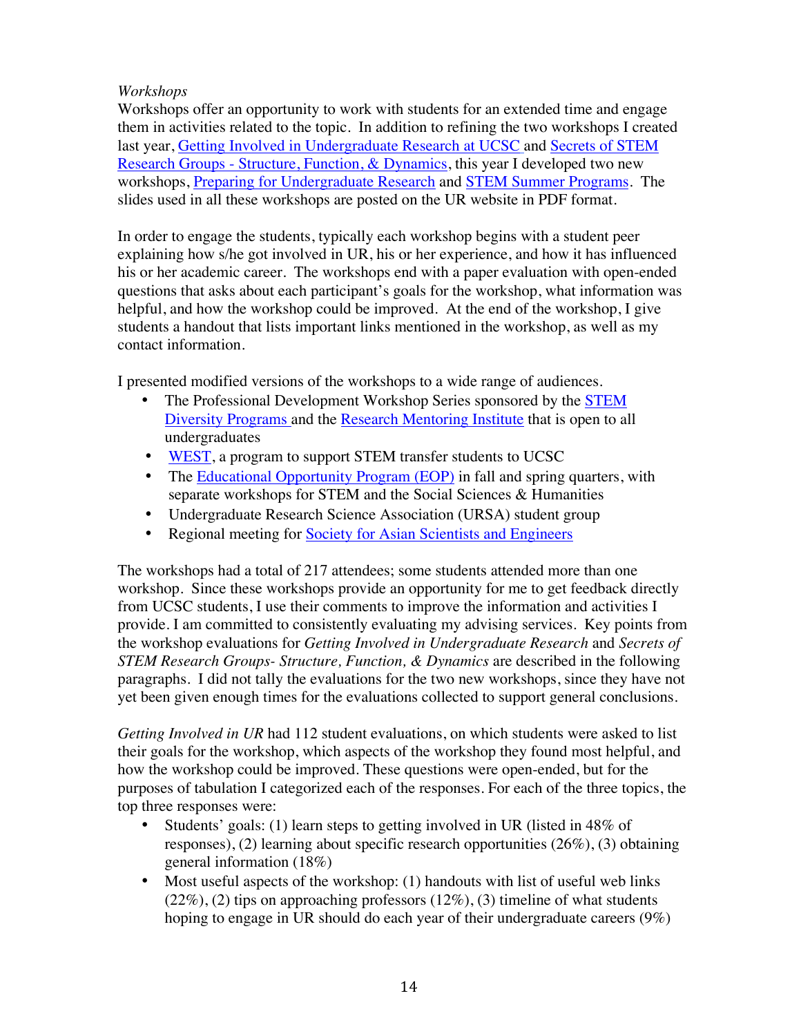*Workshops*

Workshops offer an opportunity to work with students for an extended time and engage them in activities related to the topic. In addition to refining the two workshops I created last year, Getting Involved in Undergraduate Research at UCSC and Secrets of STEM Research Groups - Structure, Function, & Dynamics, this year I developed two new workshops, Preparing for Undergraduate Research and STEM Summer Programs. The slides used in all these workshops are posted on the UR website in PDF format.

In order to engage the students, typically each workshop begins with a student peer explaining how s/he got involved in UR, his or her experience, and how it has influenced his or her academic career. The workshops end with a paper evaluation with open-ended questions that asks about each participant's goals for the workshop, what information was helpful, and how the workshop could be improved. At the end of the workshop, I give students a handout that lists important links mentioned in the workshop, as well as my contact information.

I presented modified versions of the workshops to a wide range of audiences.

- The Professional Development Workshop Series sponsored by the STEM Diversity Programs and the Research Mentoring Institute that is open to all undergraduates
- WEST, a program to support STEM transfer students to UCSC
- The Educational Opportunity Program (EOP) in fall and spring quarters, with separate workshops for STEM and the Social Sciences & Humanities
- Undergraduate Research Science Association (URSA) student group
- Regional meeting for Society for Asian Scientists and Engineers

The workshops had a total of 217 attendees; some students attended more than one workshop. Since these workshops provide an opportunity for me to get feedback directly from UCSC students, I use their comments to improve the information and activities I provide. I am committed to consistently evaluating my advising services. Key points from the workshop evaluations for *Getting Involved in Undergraduate Research* and *Secrets of STEM Research Groups- Structure, Function, & Dynamics* are described in the following paragraphs. I did not tally the evaluations for the two new workshops, since they have not yet been given enough times for the evaluations collected to support general conclusions.

*Getting Involved in UR* had 112 student evaluations, on which students were asked to list their goals for the workshop, which aspects of the workshop they found most helpful, and how the workshop could be improved. These questions were open-ended, but for the purposes of tabulation I categorized each of the responses. For each of the three topics, the top three responses were:

- Students' goals: (1) learn steps to getting involved in UR (listed in 48% of responses), (2) learning about specific research opportunities (26%), (3) obtaining general information (18%)
- Most useful aspects of the workshop: (1) handouts with list of useful web links (22%), (2) tips on approaching professors (12%), (3) timeline of what students hoping to engage in UR should do each year of their undergraduate careers (9%)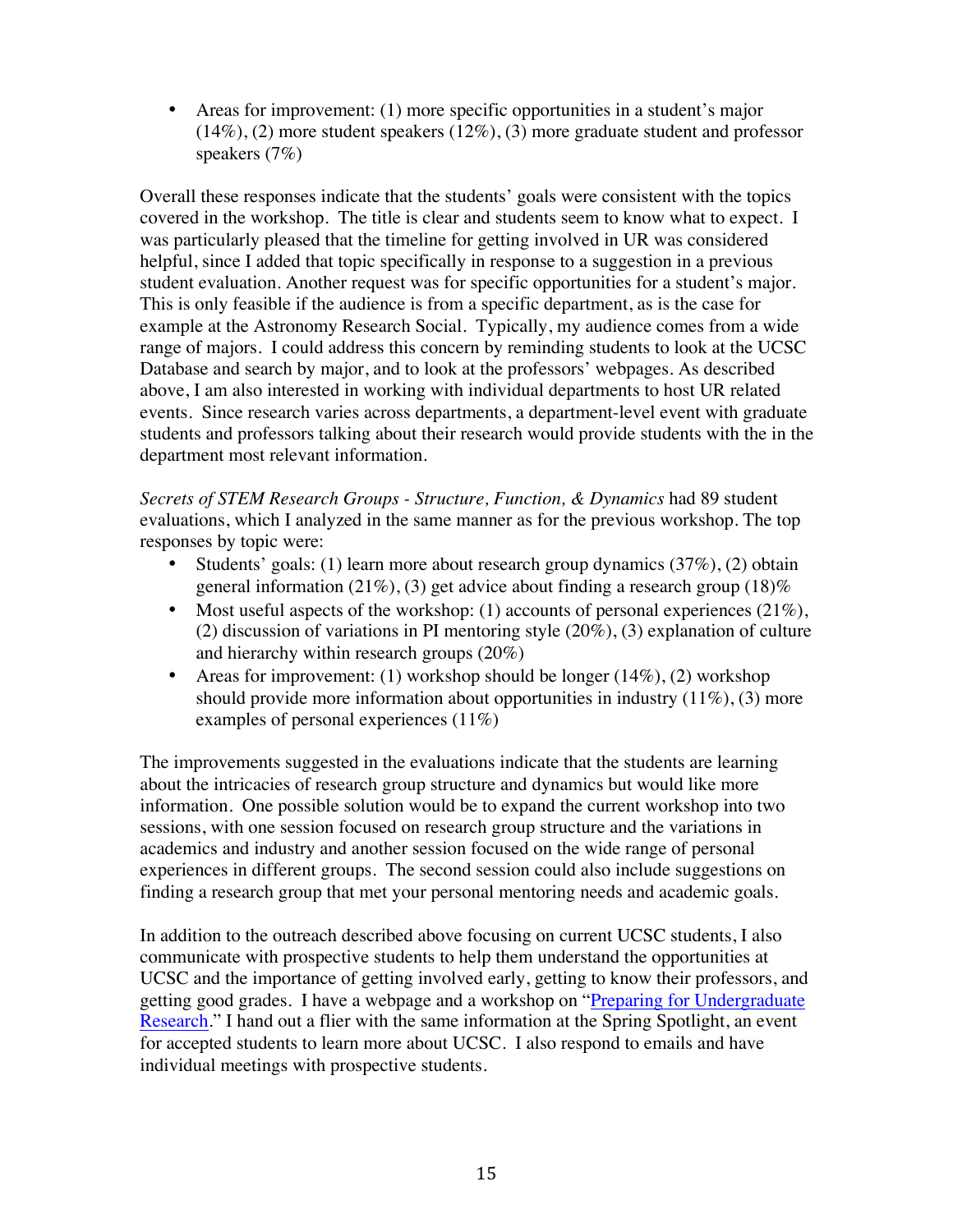- Areas for improvement: (1) more specific opportunities in a student's major (14%), (2) more student speakers (12%), (3) more graduate student and professor speakers (7%)

Overall these responses indicate that the students' goals were consistent with the topics covered in the workshop. The title is clear and students seem to know what to expect. I was particularly pleased that the timeline for getting involved in UR was considered helpful, since I added that topic specifically in response to a suggestion in a previous student evaluation. Another request was for specific opportunities for a student's major. This is only feasible if the audience is from a specific department, as is the case for example at the Astronomy Research Social. Typically, my audience comes from a wide range of majors. I could address this concern by reminding students to look at the UCSC Database and search by major, and to look at the professors' webpages. As described above, I am also interested in working with individual departments to host UR related events. Since research varies across departments, a department-level event with graduate students and professors talking about their research would provide students with the in the department most relevant information.

*Secrets of STEM Research Groups - Structure, Function, & Dynamics* had 89 student evaluations, which I analyzed in the same manner as for the previous workshop. The top responses by topic were:

- Students' goals: (1) learn more about research group dynamics (37%), (2) obtain general information (21%), (3) get advice about finding a research group (18)%
- Most useful aspects of the workshop: (1) accounts of personal experiences (21%), (2) discussion of variations in PI mentoring style (20%), (3) explanation of culture and hierarchy within research groups (20%)
- Areas for improvement: (1) workshop should be longer (14%), (2) workshop should provide more information about opportunities in industry (11%), (3) more examples of personal experiences (11%)

The improvements suggested in the evaluations indicate that the students are learning about the intricacies of research group structure and dynamics but would like more information. One possible solution would be to expand the current workshop into two sessions, with one session focused on research group structure and the variations in academics and industry and another session focused on the wide range of personal experiences in different groups. The second session could also include suggestions on finding a research group that met your personal mentoring needs and academic goals.

In addition to the outreach described above focusing on current UCSC students, I also communicate with prospective students to help them understand the opportunities at UCSC and the importance of getting involved early, getting to know their professors, and getting good grades. I have a webpage and a workshop on "Preparing for Undergraduate Research." I hand out a flier with the same information at the Spring Spotlight, an event for accepted students to learn more about UCSC. I also respond to emails and have individual meetings with prospective students.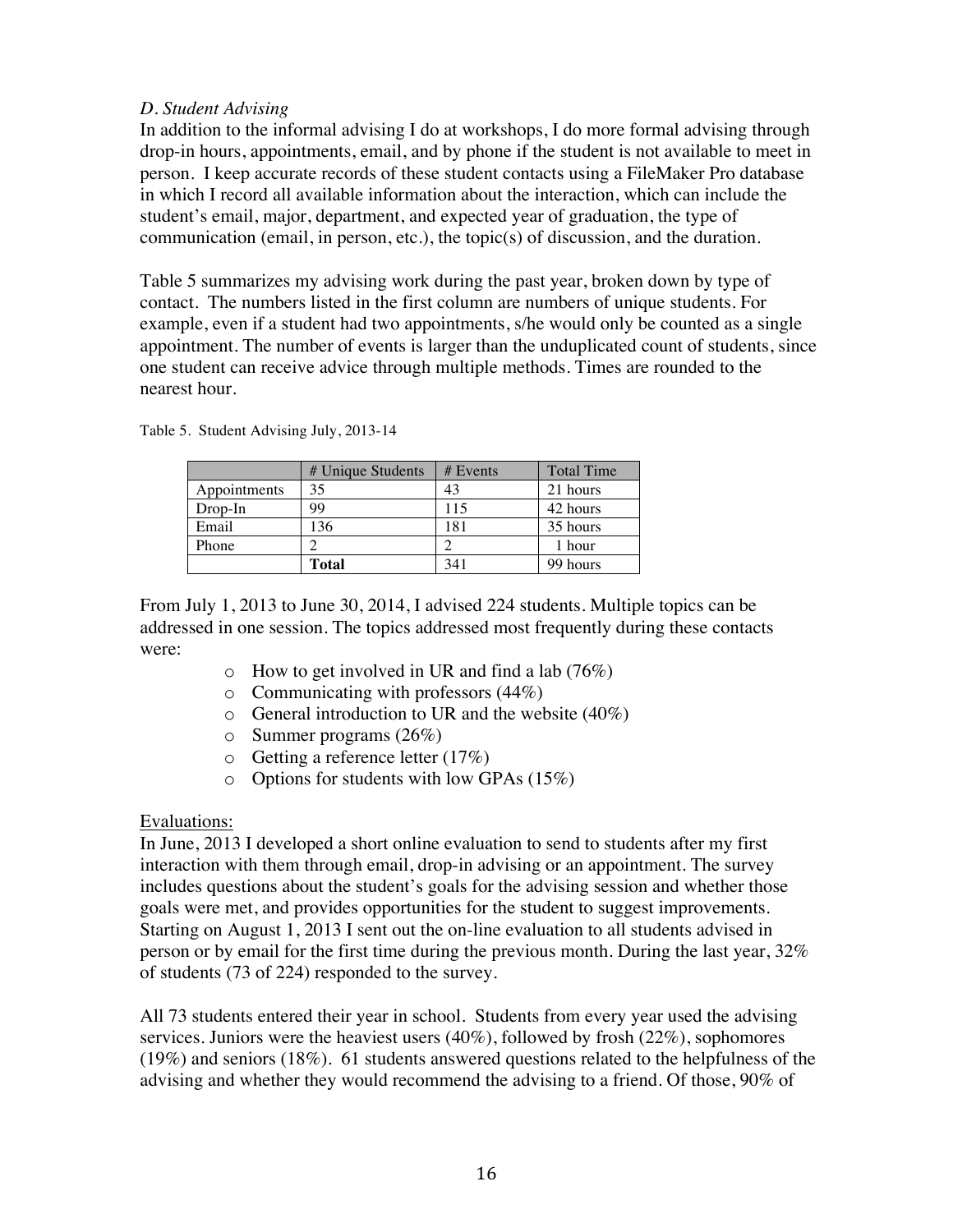*D. Student Advising*

In addition to the informal advising I do at workshops, I do more formal advising through drop-in hours, appointments, email, and by phone if the student is not available to meet in person. I keep accurate records of these student contacts using a FileMaker Pro database in which I record all available information about the interaction, which can include the student's email, major, department, and expected year of graduation, the type of communication (email, in person, etc.), the topic(s) of discussion, and the duration.

Table 5 summarizes my advising work during the past year, broken down by type of contact. The numbers listed in the first column are numbers of unique students. For example, even if a student had two appointments, s/he would only be counted as a single appointment. The number of events is larger than the unduplicated count of students, since one student can receive advice through multiple methods. Times are rounded to the nearest hour.

Table 5. Student Advising July, 2013-14

| | # Unique Students | # Events | Total Time |
|---|---|---|---|
| Appointments | 35 | 43 | 21 hours |
| Drop-In | 99 | 115 | 42 hours |
| Email | 136 | 181 | 35 hours |
| Phone | 2 | 2 | 1 hour |
| | **Total** | 341 | 99 hours |

From July 1, 2013 to June 30, 2014, I advised 224 students. Multiple topics can be addressed in one session. The topics addressed most frequently during these contacts were:

- How to get involved in UR and find a lab (76%)
- Communicating with professors (44%)
- General introduction to UR and the website (40%)
- Summer programs (26%)
- Getting a reference letter (17%)
- Options for students with low GPAs (15%)

Evaluations:

In June, 2013 I developed a short online evaluation to send to students after my first interaction with them through email, drop-in advising or an appointment. The survey includes questions about the student's goals for the advising session and whether those goals were met, and provides opportunities for the student to suggest improvements. Starting on August 1, 2013 I sent out the on-line evaluation to all students advised in person or by email for the first time during the previous month. During the last year, 32% of students (73 of 224) responded to the survey.

All 73 students entered their year in school. Students from every year used the advising services. Juniors were the heaviest users (40%), followed by frosh (22%), sophomores (19%) and seniors (18%). 61 students answered questions related to the helpfulness of the advising and whether they would recommend the advising to a friend. Of those, 90% of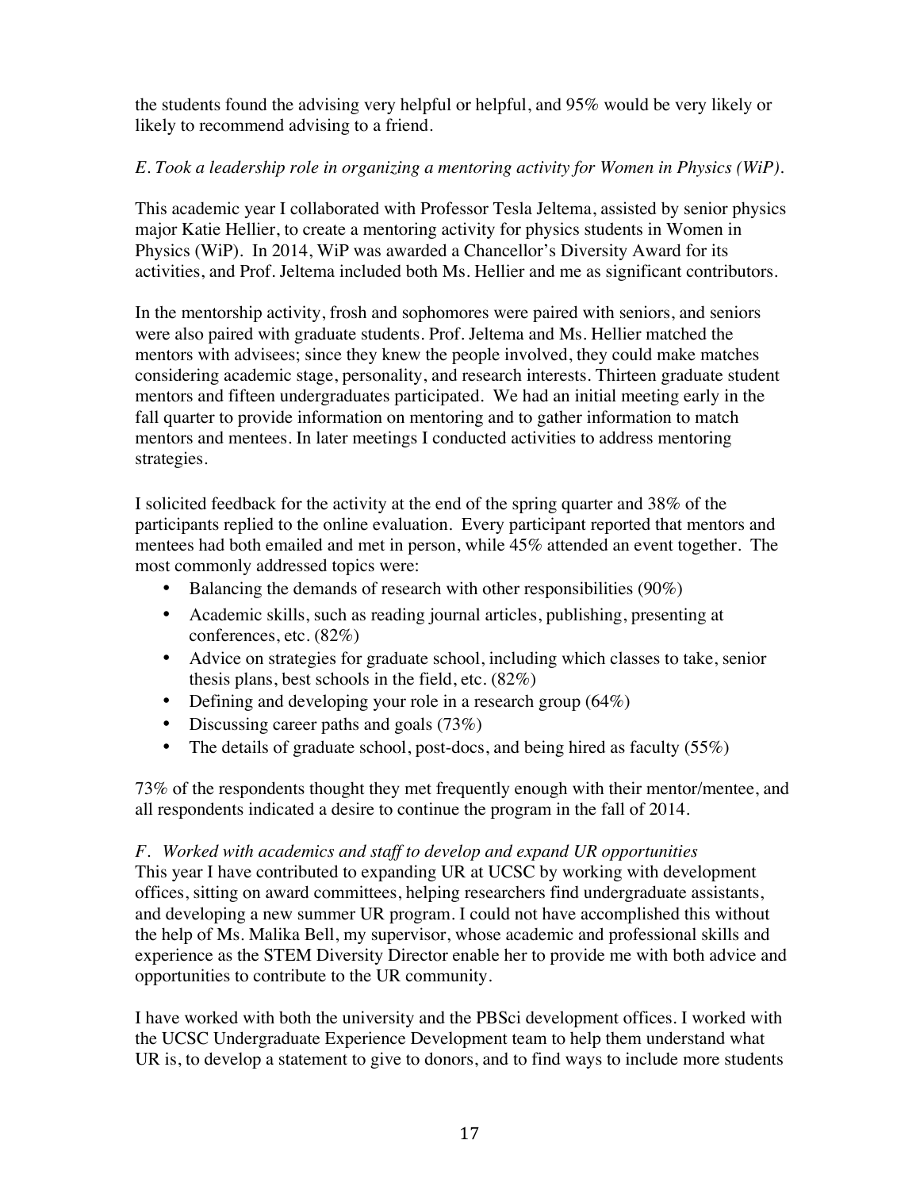the students found the advising very helpful or helpful, and 95% would be very likely or likely to recommend advising to a friend.

*E. Took a leadership role in organizing a mentoring activity for Women in Physics (WiP).*

This academic year I collaborated with Professor Tesla Jeltema, assisted by senior physics major Katie Hellier, to create a mentoring activity for physics students in Women in Physics (WiP). In 2014, WiP was awarded a Chancellor's Diversity Award for its activities, and Prof. Jeltema included both Ms. Hellier and me as significant contributors.

In the mentorship activity, frosh and sophomores were paired with seniors, and seniors were also paired with graduate students. Prof. Jeltema and Ms. Hellier matched the mentors with advisees; since they knew the people involved, they could make matches considering academic stage, personality, and research interests. Thirteen graduate student mentors and fifteen undergraduates participated. We had an initial meeting early in the fall quarter to provide information on mentoring and to gather information to match mentors and mentees. In later meetings I conducted activities to address mentoring strategies.

I solicited feedback for the activity at the end of the spring quarter and 38% of the participants replied to the online evaluation. Every participant reported that mentors and mentees had both emailed and met in person, while 45% attended an event together. The most commonly addressed topics were:

- Balancing the demands of research with other responsibilities (90%)
- Academic skills, such as reading journal articles, publishing, presenting at conferences, etc. (82%)
- Advice on strategies for graduate school, including which classes to take, senior thesis plans, best schools in the field, etc. (82%)
- Defining and developing your role in a research group (64%)
- Discussing career paths and goals (73%)
- The details of graduate school, post-docs, and being hired as faculty (55%)

73% of the respondents thought they met frequently enough with their mentor/mentee, and all respondents indicated a desire to continue the program in the fall of 2014.

*F. Worked with academics and staff to develop and expand UR opportunities*

This year I have contributed to expanding UR at UCSC by working with development offices, sitting on award committees, helping researchers find undergraduate assistants, and developing a new summer UR program. I could not have accomplished this without the help of Ms. Malika Bell, my supervisor, whose academic and professional skills and experience as the STEM Diversity Director enable her to provide me with both advice and opportunities to contribute to the UR community.

I have worked with both the university and the PBSci development offices. I worked with the UCSC Undergraduate Experience Development team to help them understand what UR is, to develop a statement to give to donors, and to find ways to include more students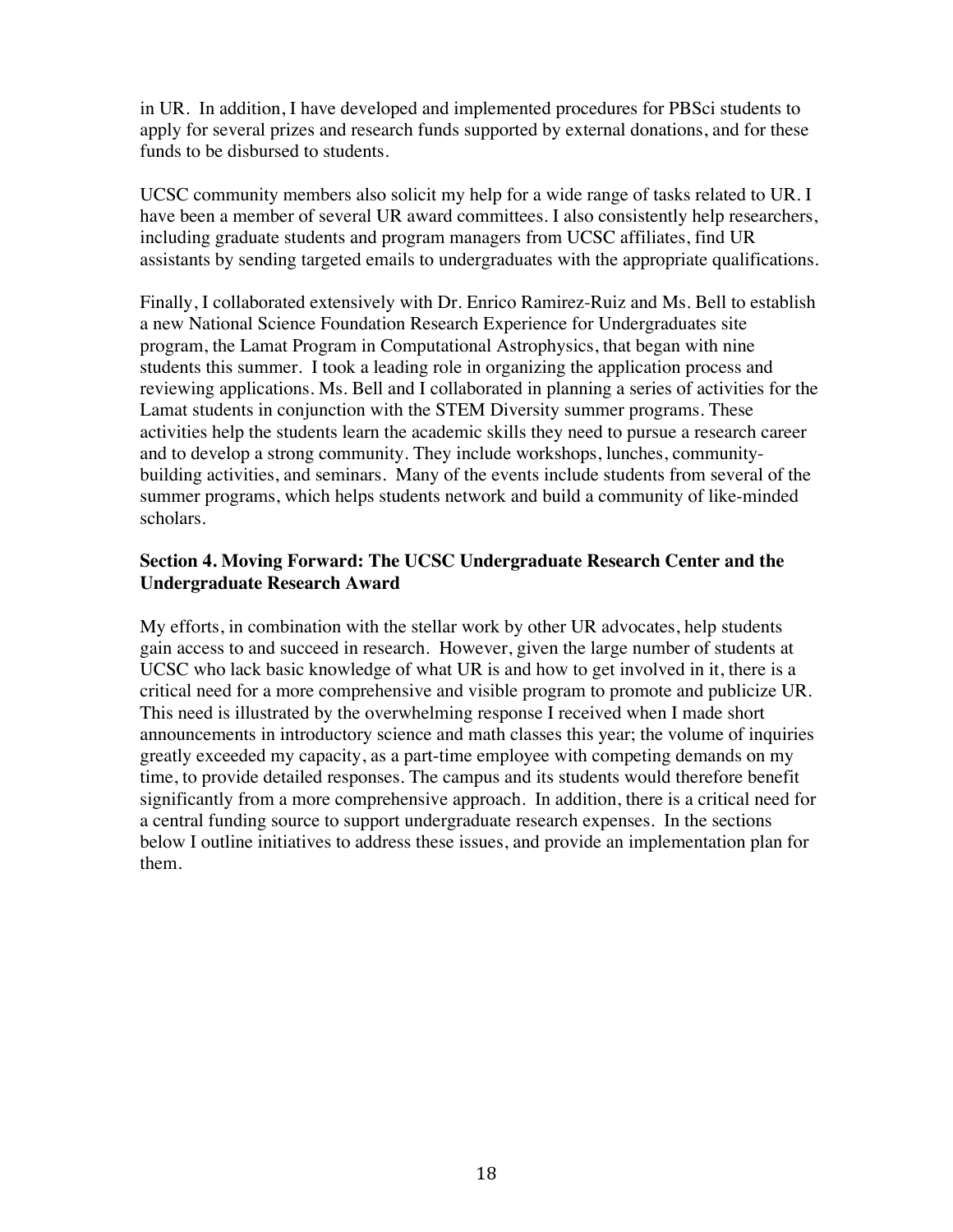in UR. In addition, I have developed and implemented procedures for PBSci students to apply for several prizes and research funds supported by external donations, and for these funds to be disbursed to students.

UCSC community members also solicit my help for a wide range of tasks related to UR. I have been a member of several UR award committees. I also consistently help researchers, including graduate students and program managers from UCSC affiliates, find UR assistants by sending targeted emails to undergraduates with the appropriate qualifications.

Finally, I collaborated extensively with Dr. Enrico Ramirez-Ruiz and Ms. Bell to establish a new National Science Foundation Research Experience for Undergraduates site program, the Lamat Program in Computational Astrophysics, that began with nine students this summer. I took a leading role in organizing the application process and reviewing applications. Ms. Bell and I collaborated in planning a series of activities for the Lamat students in conjunction with the STEM Diversity summer programs. These activities help the students learn the academic skills they need to pursue a research career and to develop a strong community. They include workshops, lunches, community-building activities, and seminars. Many of the events include students from several of the summer programs, which helps students network and build a community of like-minded scholars.

### Section 4. Moving Forward: The UCSC Undergraduate Research Center and the Undergraduate Research Award

My efforts, in combination with the stellar work by other UR advocates, help students gain access to and succeed in research. However, given the large number of students at UCSC who lack basic knowledge of what UR is and how to get involved in it, there is a critical need for a more comprehensive and visible program to promote and publicize UR. This need is illustrated by the overwhelming response I received when I made short announcements in introductory science and math classes this year; the volume of inquiries greatly exceeded my capacity, as a part-time employee with competing demands on my time, to provide detailed responses. The campus and its students would therefore benefit significantly from a more comprehensive approach. In addition, there is a critical need for a central funding source to support undergraduate research expenses. In the sections below I outline initiatives to address these issues, and provide an implementation plan for them.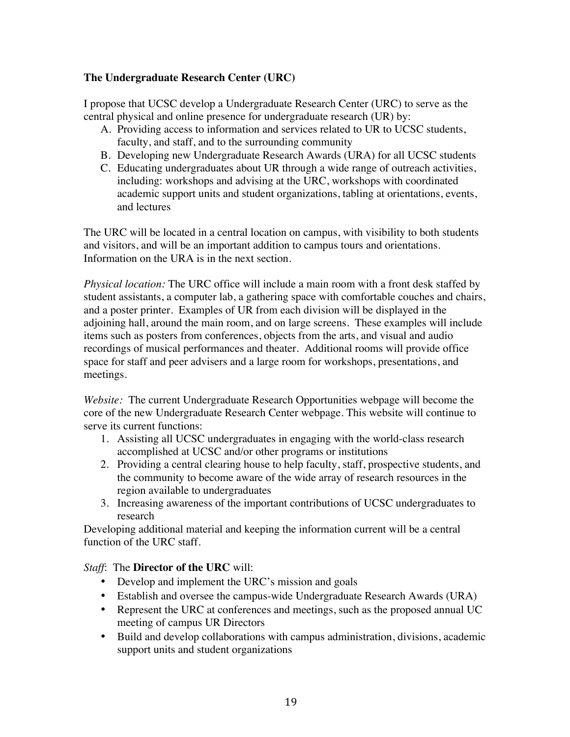**The Undergraduate Research Center (URC)**

I propose that UCSC develop a Undergraduate Research Center (URC) to serve as the central physical and online presence for undergraduate research (UR) by:

A. Providing access to information and services related to UR to UCSC students, faculty, and staff, and to the surrounding community
B. Developing new Undergraduate Research Awards (URA) for all UCSC students
C. Educating undergraduates about UR through a wide range of outreach activities, including: workshops and advising at the URC, workshops with coordinated academic support units and student organizations, tabling at orientations, events, and lectures

The URC will be located in a central location on campus, with visibility to both students and visitors, and will be an important addition to campus tours and orientations. Information on the URA is in the next section.

*Physical location:* The URC office will include a main room with a front desk staffed by student assistants, a computer lab, a gathering space with comfortable couches and chairs, and a poster printer. Examples of UR from each division will be displayed in the adjoining hall, around the main room, and on large screens. These examples will include items such as posters from conferences, objects from the arts, and visual and audio recordings of musical performances and theater. Additional rooms will provide office space for staff and peer advisers and a large room for workshops, presentations, and meetings.

*Website:* The current Undergraduate Research Opportunities webpage will become the core of the new Undergraduate Research Center webpage. This website will continue to serve its current functions:

1. Assisting all UCSC undergraduates in engaging with the world-class research accomplished at UCSC and/or other programs or institutions
2. Providing a central clearing house to help faculty, staff, prospective students, and the community to become aware of the wide array of research resources in the region available to undergraduates
3. Increasing awareness of the important contributions of UCSC undergraduates to research

Developing additional material and keeping the information current will be a central function of the URC staff.

*Staff*: The **Director of the URC** will:

- Develop and implement the URC's mission and goals
- Establish and oversee the campus-wide Undergraduate Research Awards (URA)
- Represent the URC at conferences and meetings, such as the proposed annual UC meeting of campus UR Directors
- Build and develop collaborations with campus administration, divisions, academic support units and student organizations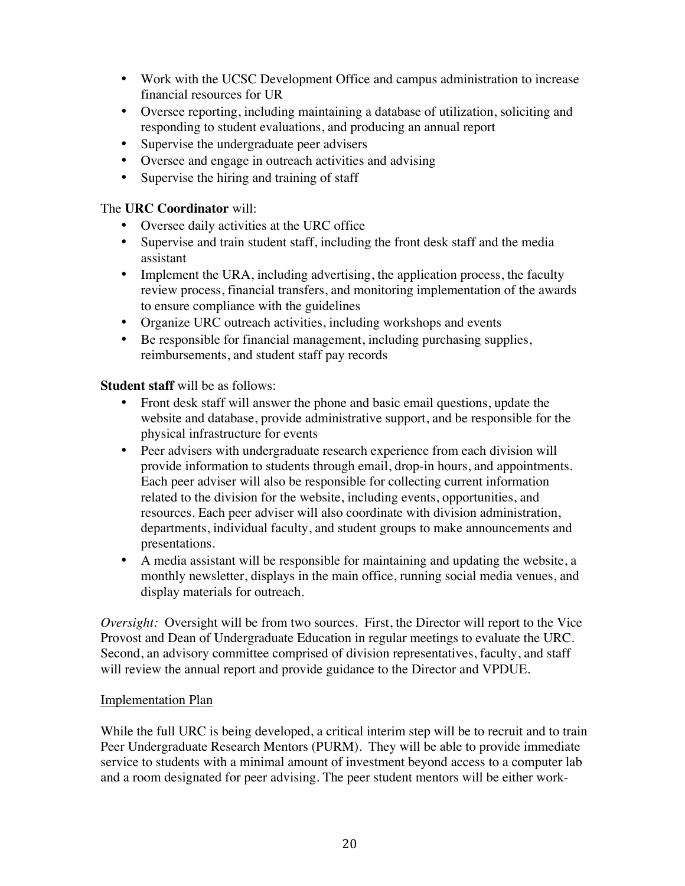- Work with the UCSC Development Office and campus administration to increase financial resources for UR
- Oversee reporting, including maintaining a database of utilization, soliciting and responding to student evaluations, and producing an annual report
- Supervise the undergraduate peer advisers
- Oversee and engage in outreach activities and advising
- Supervise the hiring and training of staff

The **URC Coordinator** will:

- Oversee daily activities at the URC office
- Supervise and train student staff, including the front desk staff and the media assistant
- Implement the URA, including advertising, the application process, the faculty review process, financial transfers, and monitoring implementation of the awards to ensure compliance with the guidelines
- Organize URC outreach activities, including workshops and events
- Be responsible for financial management, including purchasing supplies, reimbursements, and student staff pay records

**Student staff** will be as follows:

- Front desk staff will answer the phone and basic email questions, update the website and database, provide administrative support, and be responsible for the physical infrastructure for events
- Peer advisers with undergraduate research experience from each division will provide information to students through email, drop-in hours, and appointments. Each peer adviser will also be responsible for collecting current information related to the division for the website, including events, opportunities, and resources. Each peer adviser will also coordinate with division administration, departments, individual faculty, and student groups to make announcements and presentations.
- A media assistant will be responsible for maintaining and updating the website, a monthly newsletter, displays in the main office, running social media venues, and display materials for outreach.

*Oversight:* Oversight will be from two sources. First, the Director will report to the Vice Provost and Dean of Undergraduate Education in regular meetings to evaluate the URC. Second, an advisory committee comprised of division representatives, faculty, and staff will review the annual report and provide guidance to the Director and VPDUE.

Implementation Plan

While the full URC is being developed, a critical interim step will be to recruit and to train Peer Undergraduate Research Mentors (PURM). They will be able to provide immediate service to students with a minimal amount of investment beyond access to a computer lab and a room designated for peer advising. The peer student mentors will be either work-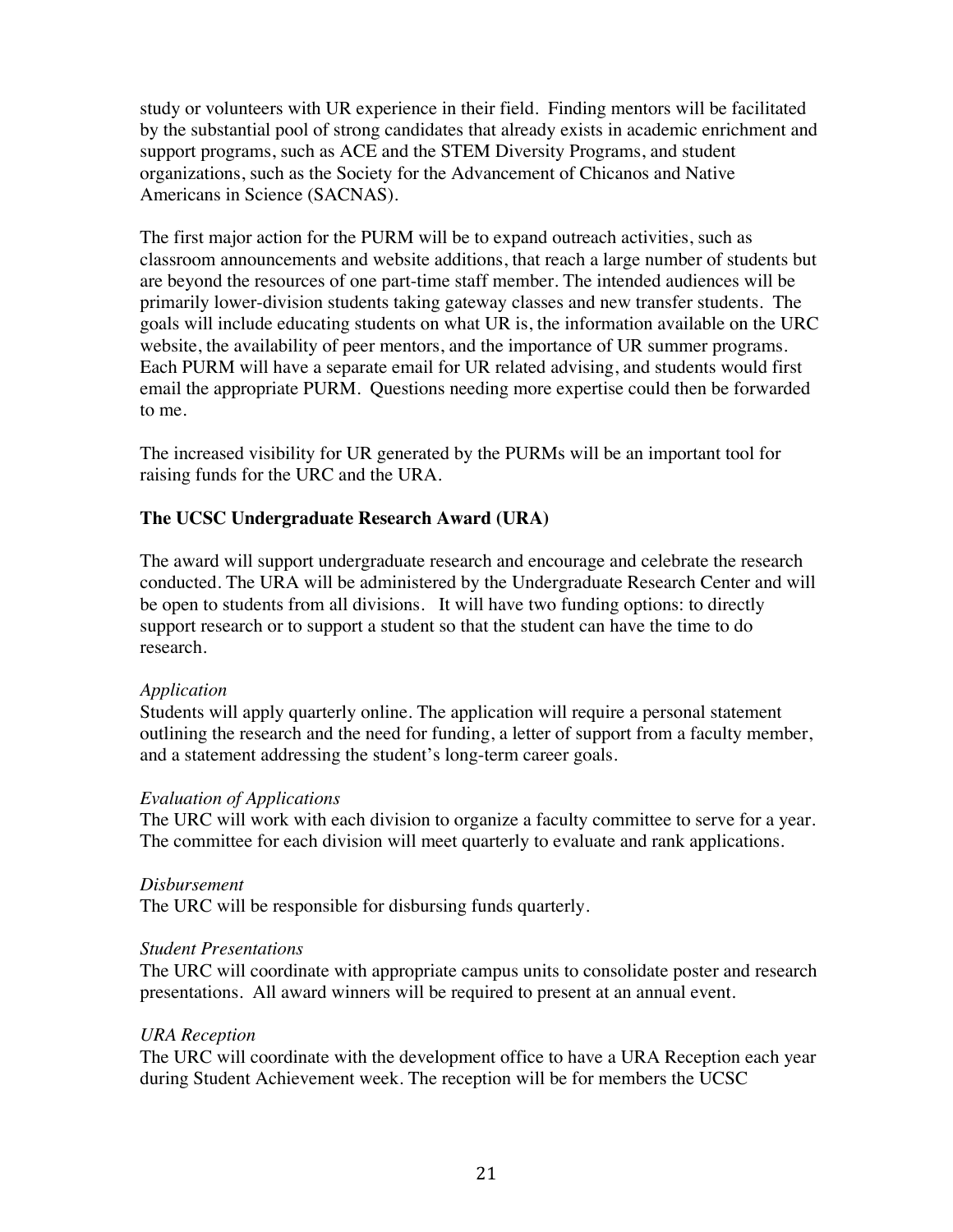study or volunteers with UR experience in their field. Finding mentors will be facilitated by the substantial pool of strong candidates that already exists in academic enrichment and support programs, such as ACE and the STEM Diversity Programs, and student organizations, such as the Society for the Advancement of Chicanos and Native Americans in Science (SACNAS).

The first major action for the PURM will be to expand outreach activities, such as classroom announcements and website additions, that reach a large number of students but are beyond the resources of one part-time staff member. The intended audiences will be primarily lower-division students taking gateway classes and new transfer students. The goals will include educating students on what UR is, the information available on the URC website, the availability of peer mentors, and the importance of UR summer programs. Each PURM will have a separate email for UR related advising, and students would first email the appropriate PURM. Questions needing more expertise could then be forwarded to me.

The increased visibility for UR generated by the PURMs will be an important tool for raising funds for the URC and the URA.

**The UCSC Undergraduate Research Award (URA)**

The award will support undergraduate research and encourage and celebrate the research conducted. The URA will be administered by the Undergraduate Research Center and will be open to students from all divisions. It will have two funding options: to directly support research or to support a student so that the student can have the time to do research.

*Application*

Students will apply quarterly online. The application will require a personal statement outlining the research and the need for funding, a letter of support from a faculty member, and a statement addressing the student's long-term career goals.

*Evaluation of Applications*

The URC will work with each division to organize a faculty committee to serve for a year. The committee for each division will meet quarterly to evaluate and rank applications.

*Disbursement*

The URC will be responsible for disbursing funds quarterly.

*Student Presentations*

The URC will coordinate with appropriate campus units to consolidate poster and research presentations. All award winners will be required to present at an annual event.

*URA Reception*

The URC will coordinate with the development office to have a URA Reception each year during Student Achievement week. The reception will be for members the UCSC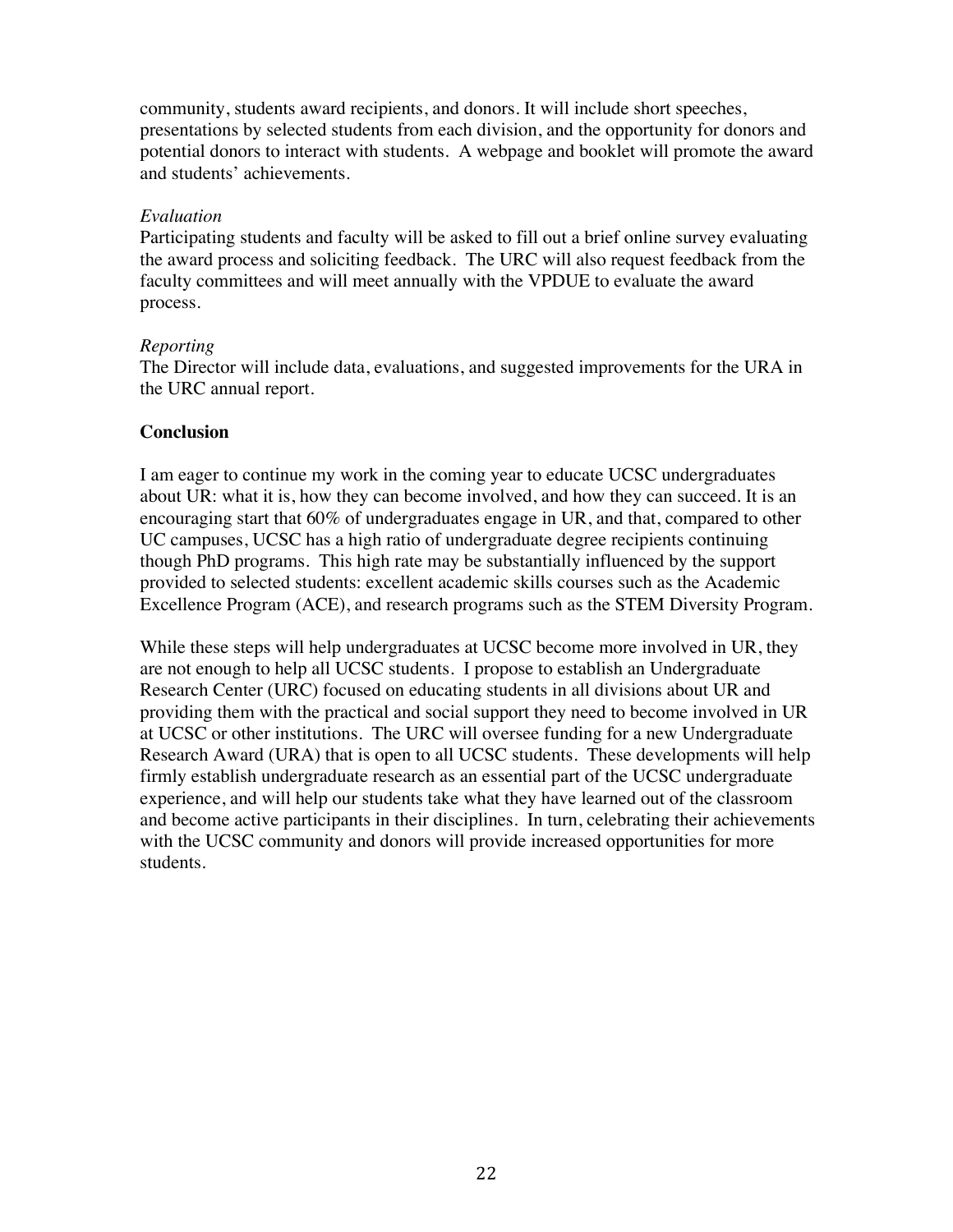community, students award recipients, and donors. It will include short speeches, presentations by selected students from each division, and the opportunity for donors and potential donors to interact with students. A webpage and booklet will promote the award and students' achievements.

*Evaluation*

Participating students and faculty will be asked to fill out a brief online survey evaluating the award process and soliciting feedback. The URC will also request feedback from the faculty committees and will meet annually with the VPDUE to evaluate the award process.

*Reporting*

The Director will include data, evaluations, and suggested improvements for the URA in the URC annual report.

**Conclusion**

I am eager to continue my work in the coming year to educate UCSC undergraduates about UR: what it is, how they can become involved, and how they can succeed. It is an encouraging start that 60% of undergraduates engage in UR, and that, compared to other UC campuses, UCSC has a high ratio of undergraduate degree recipients continuing though PhD programs. This high rate may be substantially influenced by the support provided to selected students: excellent academic skills courses such as the Academic Excellence Program (ACE), and research programs such as the STEM Diversity Program.

While these steps will help undergraduates at UCSC become more involved in UR, they are not enough to help all UCSC students. I propose to establish an Undergraduate Research Center (URC) focused on educating students in all divisions about UR and providing them with the practical and social support they need to become involved in UR at UCSC or other institutions. The URC will oversee funding for a new Undergraduate Research Award (URA) that is open to all UCSC students. These developments will help firmly establish undergraduate research as an essential part of the UCSC undergraduate experience, and will help our students take what they have learned out of the classroom and become active participants in their disciplines. In turn, celebrating their achievements with the UCSC community and donors will provide increased opportunities for more students.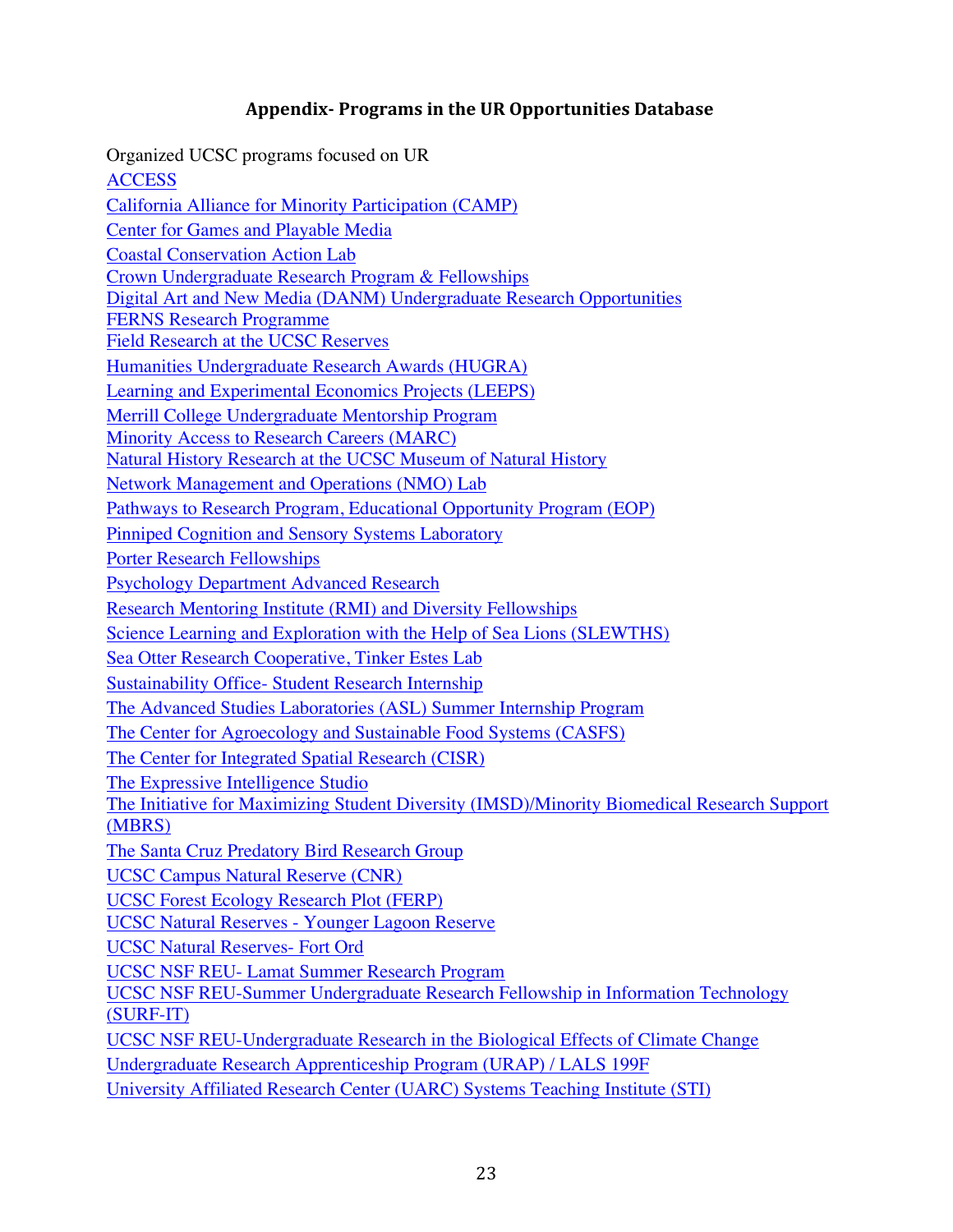## Appendix- Programs in the UR Opportunities Database

Organized UCSC programs focused on UR

ACCESS
California Alliance for Minority Participation (CAMP)
Center for Games and Playable Media
Coastal Conservation Action Lab
Crown Undergraduate Research Program & Fellowships
Digital Art and New Media (DANM) Undergraduate Research Opportunities
FERNS Research Programme
Field Research at the UCSC Reserves
Humanities Undergraduate Research Awards (HUGRA)
Learning and Experimental Economics Projects (LEEPS)
Merrill College Undergraduate Mentorship Program
Minority Access to Research Careers (MARC)
Natural History Research at the UCSC Museum of Natural History
Network Management and Operations (NMO) Lab
Pathways to Research Program, Educational Opportunity Program (EOP)
Pinniped Cognition and Sensory Systems Laboratory
Porter Research Fellowships
Psychology Department Advanced Research
Research Mentoring Institute (RMI) and Diversity Fellowships
Science Learning and Exploration with the Help of Sea Lions (SLEWTHS)
Sea Otter Research Cooperative, Tinker Estes Lab
Sustainability Office- Student Research Internship
The Advanced Studies Laboratories (ASL) Summer Internship Program
The Center for Agroecology and Sustainable Food Systems (CASFS)
The Center for Integrated Spatial Research (CISR)
The Expressive Intelligence Studio
The Initiative for Maximizing Student Diversity (IMSD)/Minority Biomedical Research Support (MBRS)
The Santa Cruz Predatory Bird Research Group
UCSC Campus Natural Reserve (CNR)
UCSC Forest Ecology Research Plot (FERP)
UCSC Natural Reserves - Younger Lagoon Reserve
UCSC Natural Reserves- Fort Ord
UCSC NSF REU- Lamat Summer Research Program
UCSC NSF REU-Summer Undergraduate Research Fellowship in Information Technology (SURF-IT)
UCSC NSF REU-Undergraduate Research in the Biological Effects of Climate Change
Undergraduate Research Apprenticeship Program (URAP) / LALS 199F
University Affiliated Research Center (UARC) Systems Teaching Institute (STI)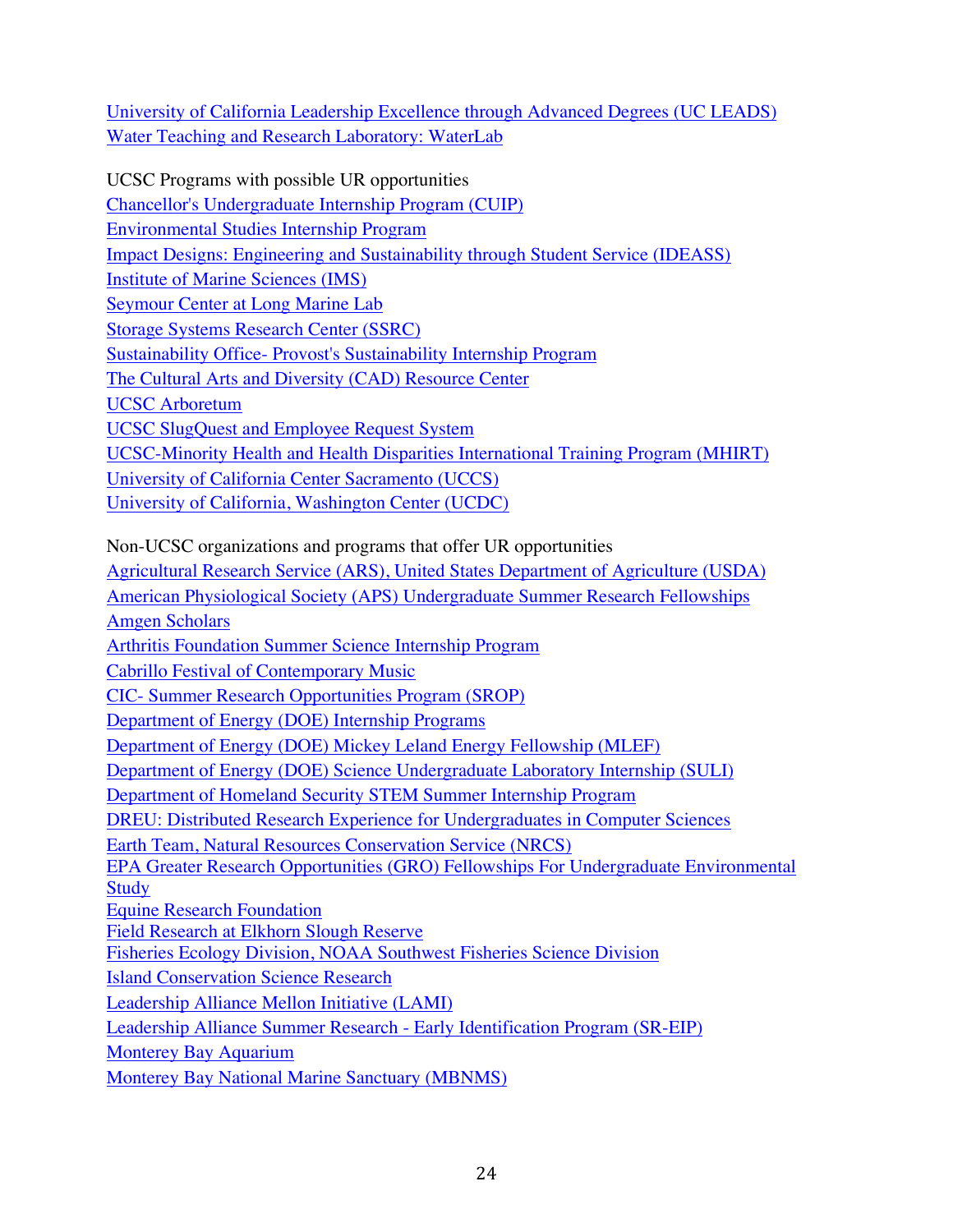University of California Leadership Excellence through Advanced Degrees (UC LEADS)
Water Teaching and Research Laboratory: WaterLab

UCSC Programs with possible UR opportunities

Chancellor's Undergraduate Internship Program (CUIP)
Environmental Studies Internship Program
Impact Designs: Engineering and Sustainability through Student Service (IDEASS)
Institute of Marine Sciences (IMS)
Seymour Center at Long Marine Lab
Storage Systems Research Center (SSRC)
Sustainability Office- Provost's Sustainability Internship Program
The Cultural Arts and Diversity (CAD) Resource Center
UCSC Arboretum
UCSC SlugQuest and Employee Request System
UCSC-Minority Health and Health Disparities International Training Program (MHIRT)
University of California Center Sacramento (UCCS)
University of California, Washington Center (UCDC)

Non-UCSC organizations and programs that offer UR opportunities

Agricultural Research Service (ARS), United States Department of Agriculture (USDA)
American Physiological Society (APS) Undergraduate Summer Research Fellowships
Amgen Scholars
Arthritis Foundation Summer Science Internship Program
Cabrillo Festival of Contemporary Music
CIC- Summer Research Opportunities Program (SROP)
Department of Energy (DOE) Internship Programs
Department of Energy (DOE) Mickey Leland Energy Fellowship (MLEF)
Department of Energy (DOE) Science Undergraduate Laboratory Internship (SULI)
Department of Homeland Security STEM Summer Internship Program
DREU: Distributed Research Experience for Undergraduates in Computer Sciences
Earth Team, Natural Resources Conservation Service (NRCS)
EPA Greater Research Opportunities (GRO) Fellowships For Undergraduate Environmental Study
Equine Research Foundation
Field Research at Elkhorn Slough Reserve
Fisheries Ecology Division, NOAA Southwest Fisheries Science Division
Island Conservation Science Research
Leadership Alliance Mellon Initiative (LAMI)
Leadership Alliance Summer Research - Early Identification Program (SR-EIP)
Monterey Bay Aquarium
Monterey Bay National Marine Sanctuary (MBNMS)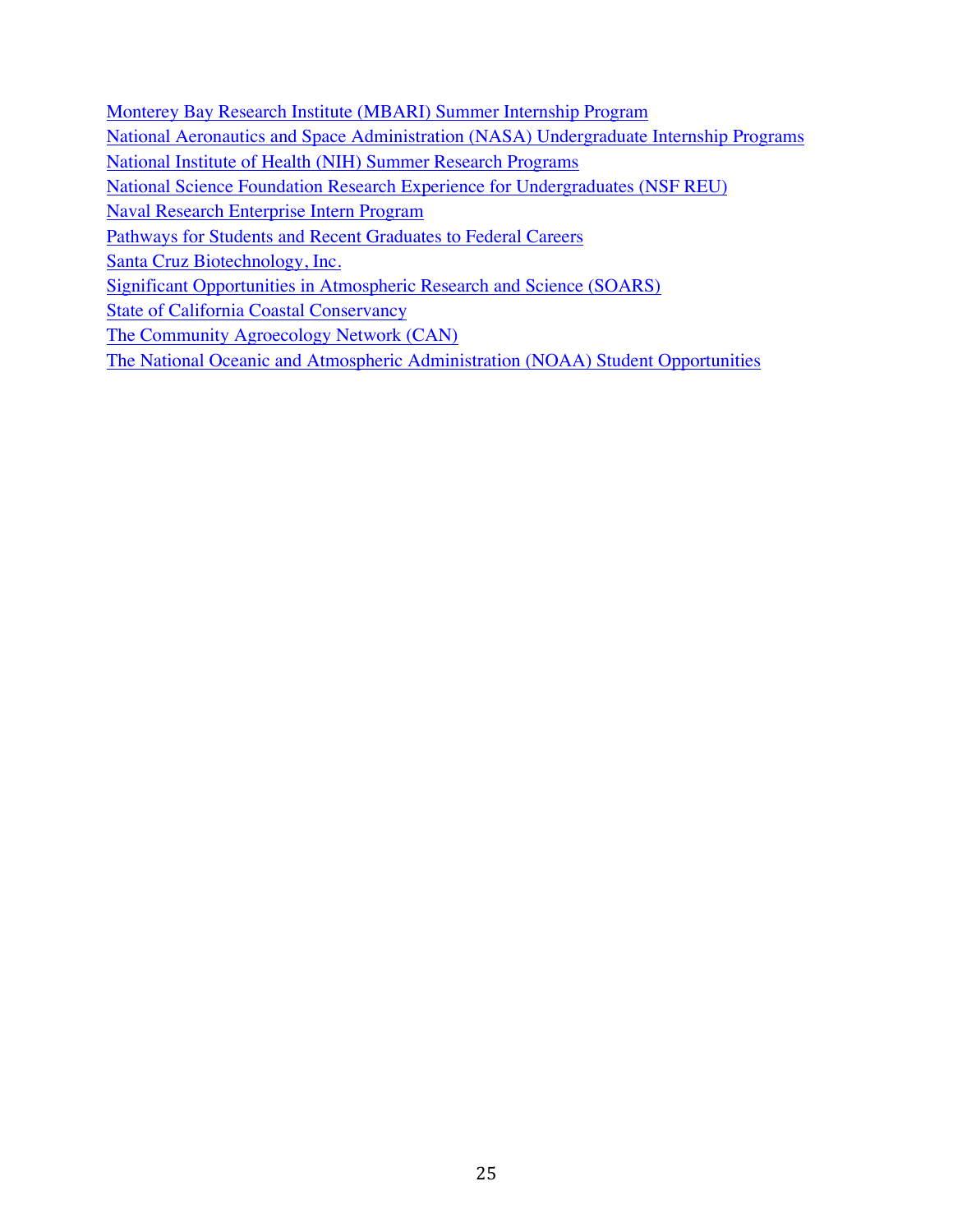Monterey Bay Research Institute (MBARI) Summer Internship Program
National Aeronautics and Space Administration (NASA) Undergraduate Internship Programs
National Institute of Health (NIH) Summer Research Programs
National Science Foundation Research Experience for Undergraduates (NSF REU)
Naval Research Enterprise Intern Program
Pathways for Students and Recent Graduates to Federal Careers
Santa Cruz Biotechnology, Inc.
Significant Opportunities in Atmospheric Research and Science (SOARS)
State of California Coastal Conservancy
The Community Agroecology Network (CAN)
The National Oceanic and Atmospheric Administration (NOAA) Student Opportunities